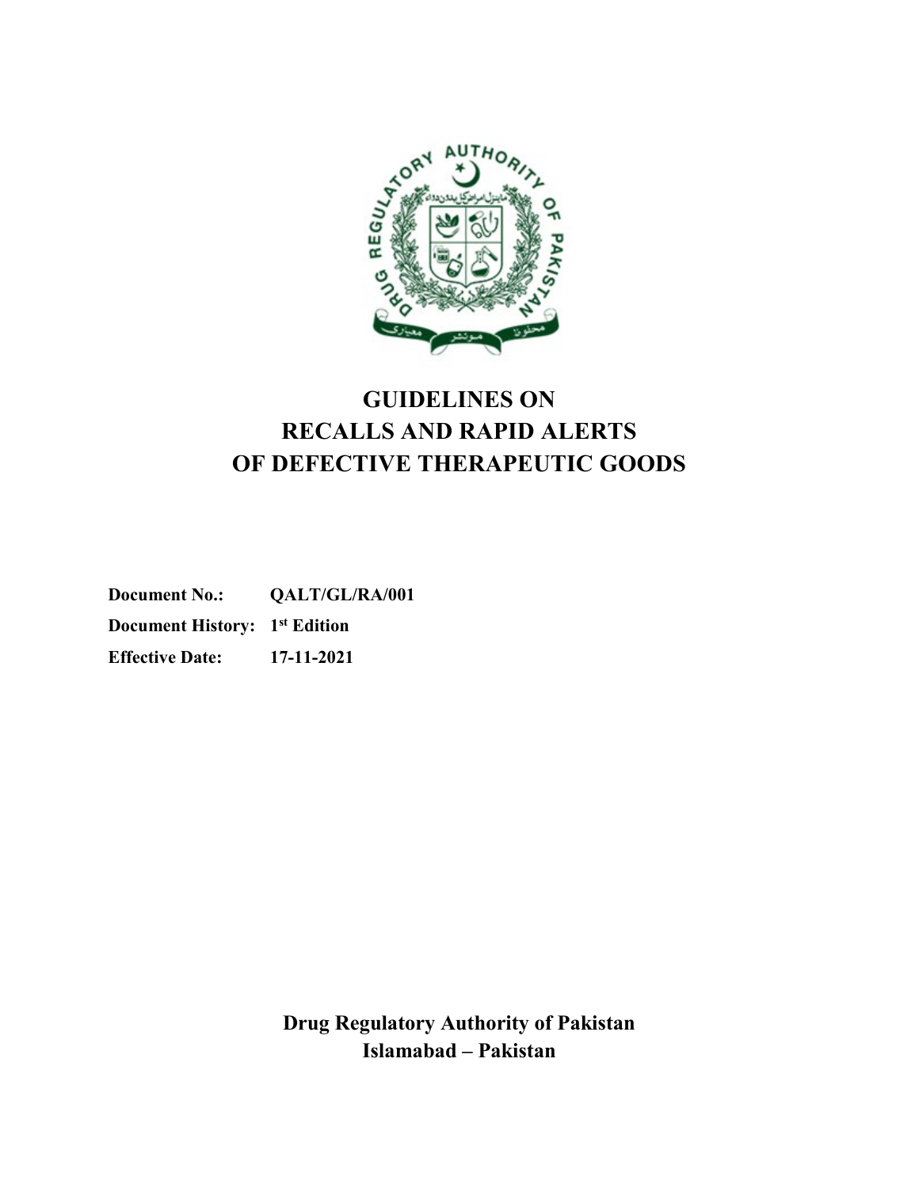# GUIDELINES ON RECALLS AND RAPID ALERTS OF DEFECTIVE THERAPEUTIC GOODS

**Document No.:** QALT/GL/RA/001

**Document History:** 1st Edition

**Effective Date:** 17-11-2021

**Drug Regulatory Authority of Pakistan**
**Islamabad – Pakistan**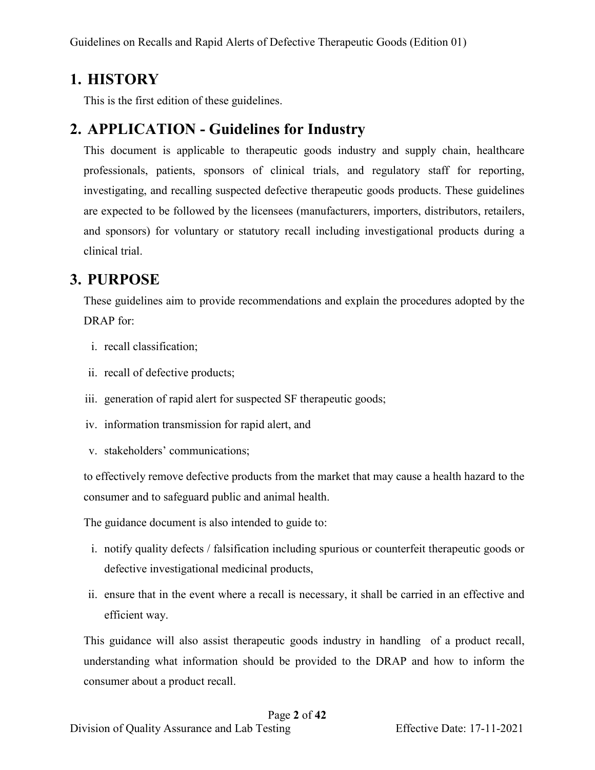## 1. HISTORY

This is the first edition of these guidelines.

## 2. APPLICATION - Guidelines for Industry

This document is applicable to therapeutic goods industry and supply chain, healthcare professionals, patients, sponsors of clinical trials, and regulatory staff for reporting, investigating, and recalling suspected defective therapeutic goods products. These guidelines are expected to be followed by the licensees (manufacturers, importers, distributors, retailers, and sponsors) for voluntary or statutory recall including investigational products during a clinical trial.

## 3. PURPOSE

These guidelines aim to provide recommendations and explain the procedures adopted by the DRAP for:

i. recall classification;

ii. recall of defective products;

iii. generation of rapid alert for suspected SF therapeutic goods;

iv. information transmission for rapid alert, and

v. stakeholders' communications;

to effectively remove defective products from the market that may cause a health hazard to the consumer and to safeguard public and animal health.

The guidance document is also intended to guide to:

i. notify quality defects / falsification including spurious or counterfeit therapeutic goods or defective investigational medicinal products,

ii. ensure that in the event where a recall is necessary, it shall be carried in an effective and efficient way.

This guidance will also assist therapeutic goods industry in handling of a product recall, understanding what information should be provided to the DRAP and how to inform the consumer about a product recall.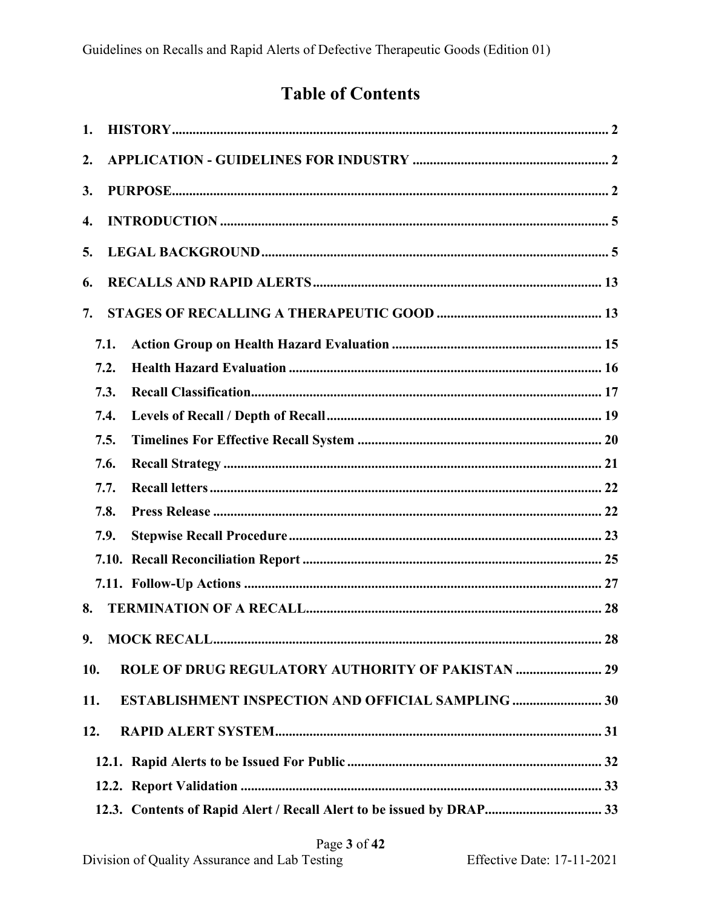# Table of Contents

1. HISTORY ..... 2
2. APPLICATION - GUIDELINES FOR INDUSTRY ..... 2
3. PURPOSE ..... 2
4. INTRODUCTION ..... 5
5. LEGAL BACKGROUND ..... 5
6. RECALLS AND RAPID ALERTS ..... 13
7. STAGES OF RECALLING A THERAPEUTIC GOOD ..... 13
   - 7.1. Action Group on Health Hazard Evaluation ..... 15
   - 7.2. Health Hazard Evaluation ..... 16
   - 7.3. Recall Classification ..... 17
   - 7.4. Levels of Recall / Depth of Recall ..... 19
   - 7.5. Timelines For Effective Recall System ..... 20
   - 7.6. Recall Strategy ..... 21
   - 7.7. Recall letters ..... 22
   - 7.8. Press Release ..... 22
   - 7.9. Stepwise Recall Procedure ..... 23
   - 7.10. Recall Reconciliation Report ..... 25
   - 7.11. Follow-Up Actions ..... 27
8. TERMINATION OF A RECALL ..... 28
9. MOCK RECALL ..... 28
10. ROLE OF DRUG REGULATORY AUTHORITY OF PAKISTAN ..... 29
11. ESTABLISHMENT INSPECTION AND OFFICIAL SAMPLING ..... 30
12. RAPID ALERT SYSTEM ..... 31
    - 12.1. Rapid Alerts to be Issued For Public ..... 32
    - 12.2. Report Validation ..... 33
    - 12.3. Contents of Rapid Alert / Recall Alert to be issued by DRAP ..... 33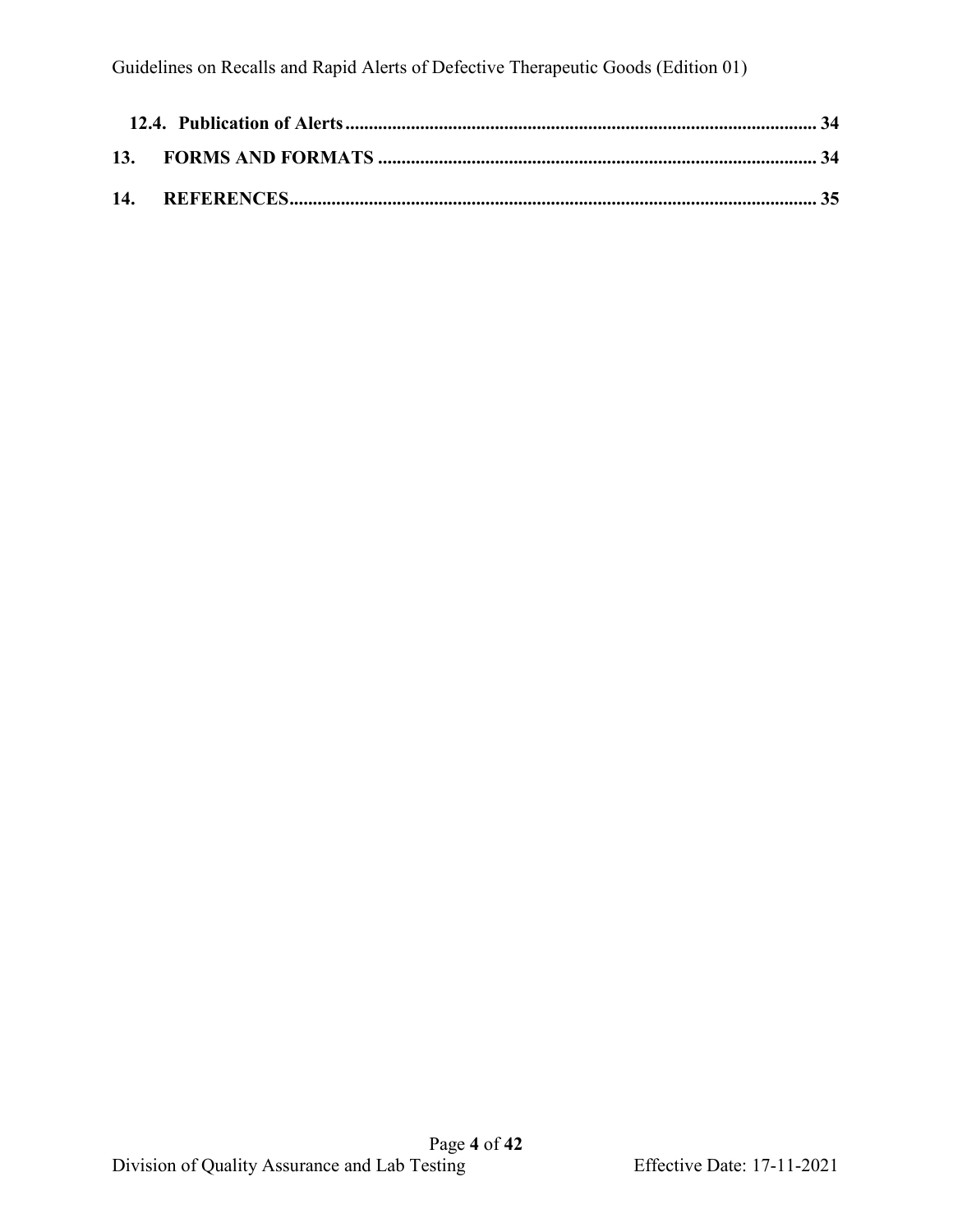**12.4. Publication of Alerts** ..................................................................................................... 34

**13. FORMS AND FORMATS** ............................................................................................. 34

**14. REFERENCES** ................................................................................................................ 35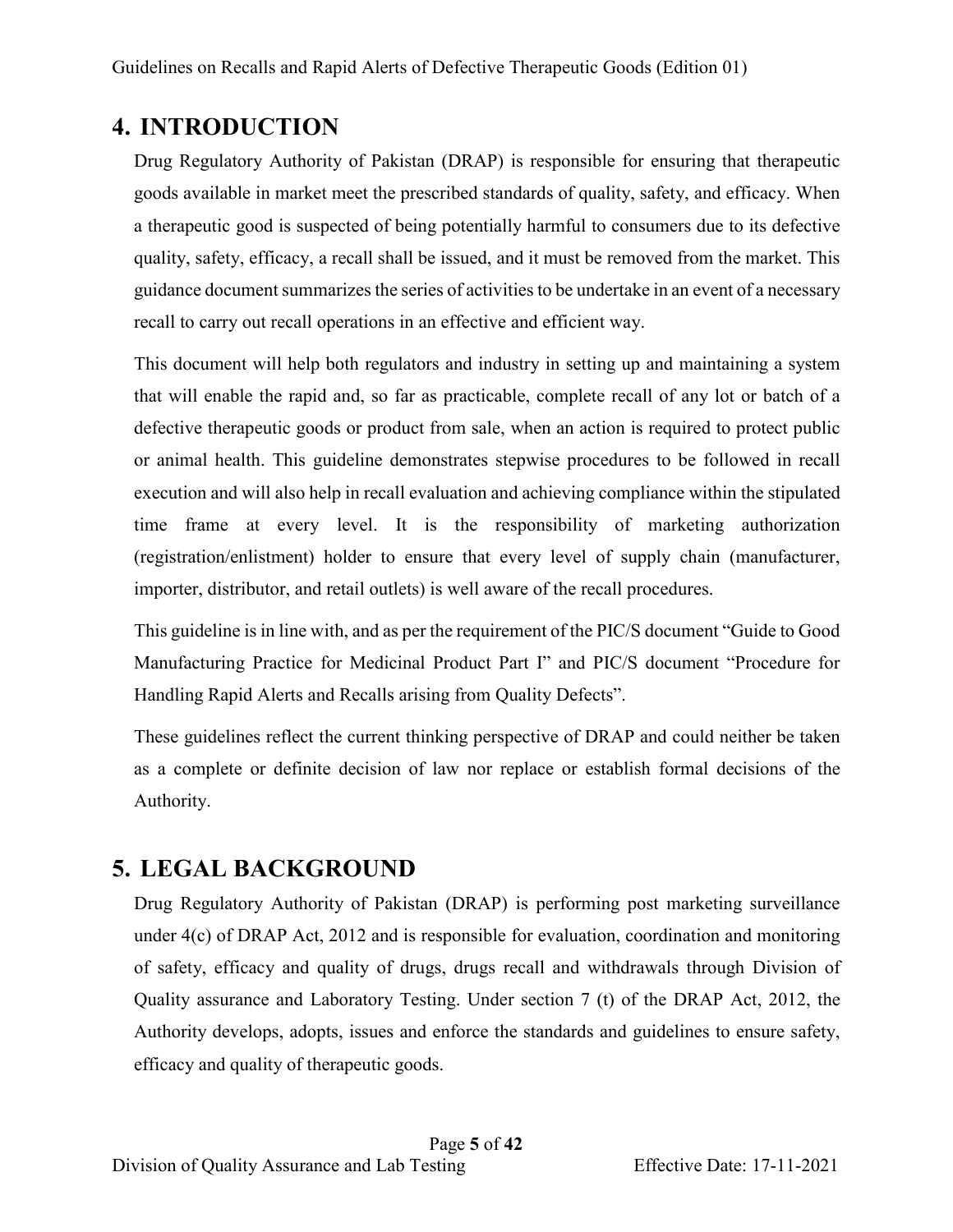# 4. INTRODUCTION

Drug Regulatory Authority of Pakistan (DRAP) is responsible for ensuring that therapeutic goods available in market meet the prescribed standards of quality, safety, and efficacy. When a therapeutic good is suspected of being potentially harmful to consumers due to its defective quality, safety, efficacy, a recall shall be issued, and it must be removed from the market. This guidance document summarizes the series of activities to be undertake in an event of a necessary recall to carry out recall operations in an effective and efficient way.

This document will help both regulators and industry in setting up and maintaining a system that will enable the rapid and, so far as practicable, complete recall of any lot or batch of a defective therapeutic goods or product from sale, when an action is required to protect public or animal health. This guideline demonstrates stepwise procedures to be followed in recall execution and will also help in recall evaluation and achieving compliance within the stipulated time frame at every level. It is the responsibility of marketing authorization (registration/enlistment) holder to ensure that every level of supply chain (manufacturer, importer, distributor, and retail outlets) is well aware of the recall procedures.

This guideline is in line with, and as per the requirement of the PIC/S document "Guide to Good Manufacturing Practice for Medicinal Product Part I" and PIC/S document "Procedure for Handling Rapid Alerts and Recalls arising from Quality Defects".

These guidelines reflect the current thinking perspective of DRAP and could neither be taken as a complete or definite decision of law nor replace or establish formal decisions of the Authority.

# 5. LEGAL BACKGROUND

Drug Regulatory Authority of Pakistan (DRAP) is performing post marketing surveillance under 4(c) of DRAP Act, 2012 and is responsible for evaluation, coordination and monitoring of safety, efficacy and quality of drugs, drugs recall and withdrawals through Division of Quality assurance and Laboratory Testing. Under section 7 (t) of the DRAP Act, 2012, the Authority develops, adopts, issues and enforce the standards and guidelines to ensure safety, efficacy and quality of therapeutic goods.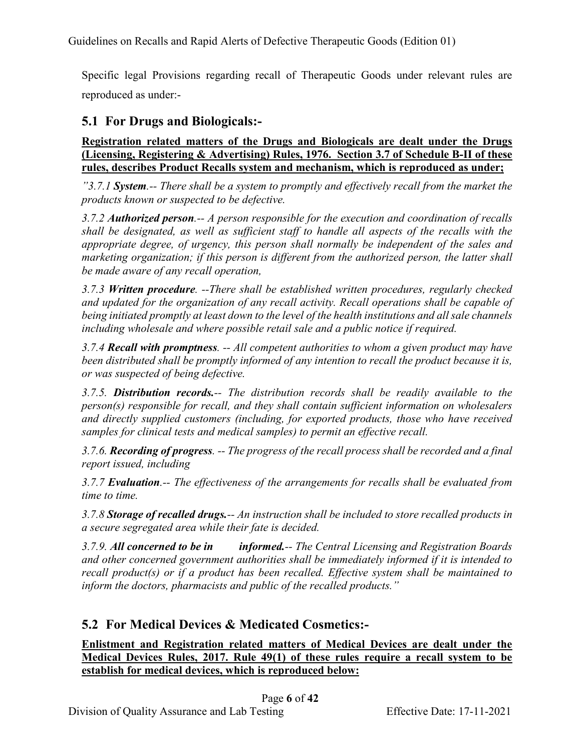Specific legal Provisions regarding recall of Therapeutic Goods under relevant rules are reproduced as under:-

## 5.1 For Drugs and Biologicals:-

**Registration related matters of the Drugs and Biologicals are dealt under the Drugs (Licensing, Registering & Advertising) Rules, 1976. Section 3.7 of Schedule B-II of these rules, describes Product Recalls system and mechanism, which is reproduced as under;**

*"3.7.1* ***System****.-- There shall be a system to promptly and effectively recall from the market the products known or suspected to be defective.*

*3.7.2* ***Authorized person****.-- A person responsible for the execution and coordination of recalls shall be designated, as well as sufficient staff to handle all aspects of the recalls with the appropriate degree, of urgency, this person shall normally be independent of the sales and marketing organization; if this person is different from the authorized person, the latter shall be made aware of any recall operation,*

*3.7.3* ***Written procedure****. --There shall be established written procedures, regularly checked and updated for the organization of any recall activity. Recall operations shall be capable of being initiated promptly at least down to the level of the health institutions and all sale channels including wholesale and where possible retail sale and a public notice if required.*

*3.7.4* ***Recall with promptness****. -- All competent authorities to whom a given product may have been distributed shall be promptly informed of any intention to recall the product because it is, or was suspected of being defective.*

*3.7.5.* ***Distribution records.****-- The distribution records shall be readily available to the person(s) responsible for recall, and they shall contain sufficient information on wholesalers and directly supplied customers (including, for exported products, those who have received samples for clinical tests and medical samples) to permit an effective recall.*

*3.7.6.* ***Recording of progress****. -- The progress of the recall process shall be recorded and a final report issued, including*

*3.7.7* ***Evaluation****.-- The effectiveness of the arrangements for recalls shall be evaluated from time to time.*

*3.7.8* ***Storage of recalled drugs.****-- An instruction shall be included to store recalled products in a secure segregated area while their fate is decided.*

*3.7.9.* ***All concerned to be in informed.****-- The Central Licensing and Registration Boards and other concerned government authorities shall be immediately informed if it is intended to recall product(s) or if a product has been recalled. Effective system shall be maintained to inform the doctors, pharmacists and public of the recalled products."*

## 5.2 For Medical Devices & Medicated Cosmetics:-

**Enlistment and Registration related matters of Medical Devices are dealt under the Medical Devices Rules, 2017. Rule 49(1) of these rules require a recall system to be establish for medical devices, which is reproduced below:**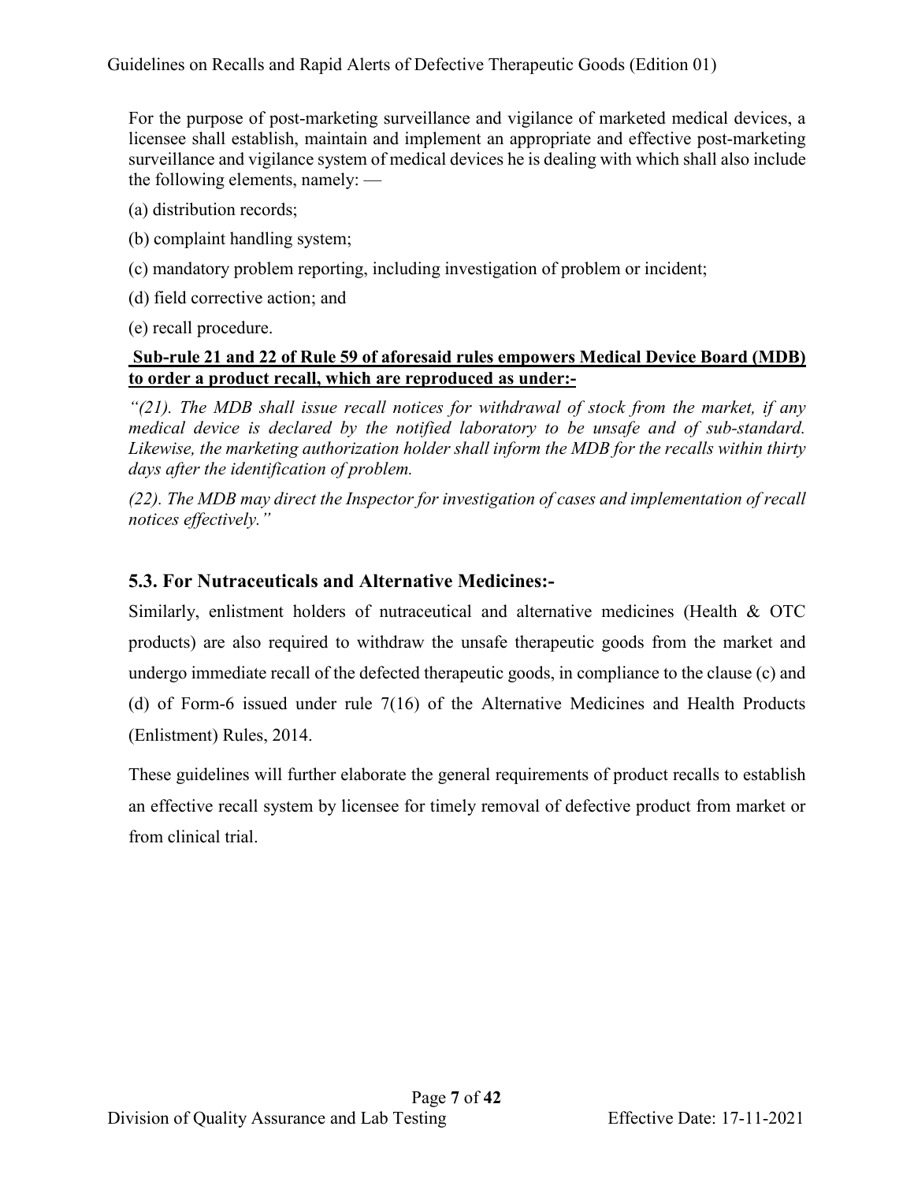For the purpose of post-marketing surveillance and vigilance of marketed medical devices, a licensee shall establish, maintain and implement an appropriate and effective post-marketing surveillance and vigilance system of medical devices he is dealing with which shall also include the following elements, namely: —

(a) distribution records;

(b) complaint handling system;

(c) mandatory problem reporting, including investigation of problem or incident;

(d) field corrective action; and

(e) recall procedure.

**Sub-rule 21 and 22 of Rule 59 of aforesaid rules empowers Medical Device Board (MDB) to order a product recall, which are reproduced as under:-**

*"(21). The MDB shall issue recall notices for withdrawal of stock from the market, if any medical device is declared by the notified laboratory to be unsafe and of sub-standard. Likewise, the marketing authorization holder shall inform the MDB for the recalls within thirty days after the identification of problem.*

*(22). The MDB may direct the Inspector for investigation of cases and implementation of recall notices effectively."*

### 5.3. For Nutraceuticals and Alternative Medicines:-

Similarly, enlistment holders of nutraceutical and alternative medicines (Health & OTC products) are also required to withdraw the unsafe therapeutic goods from the market and undergo immediate recall of the defected therapeutic goods, in compliance to the clause (c) and (d) of Form-6 issued under rule 7(16) of the Alternative Medicines and Health Products (Enlistment) Rules, 2014.

These guidelines will further elaborate the general requirements of product recalls to establish an effective recall system by licensee for timely removal of defective product from market or from clinical trial.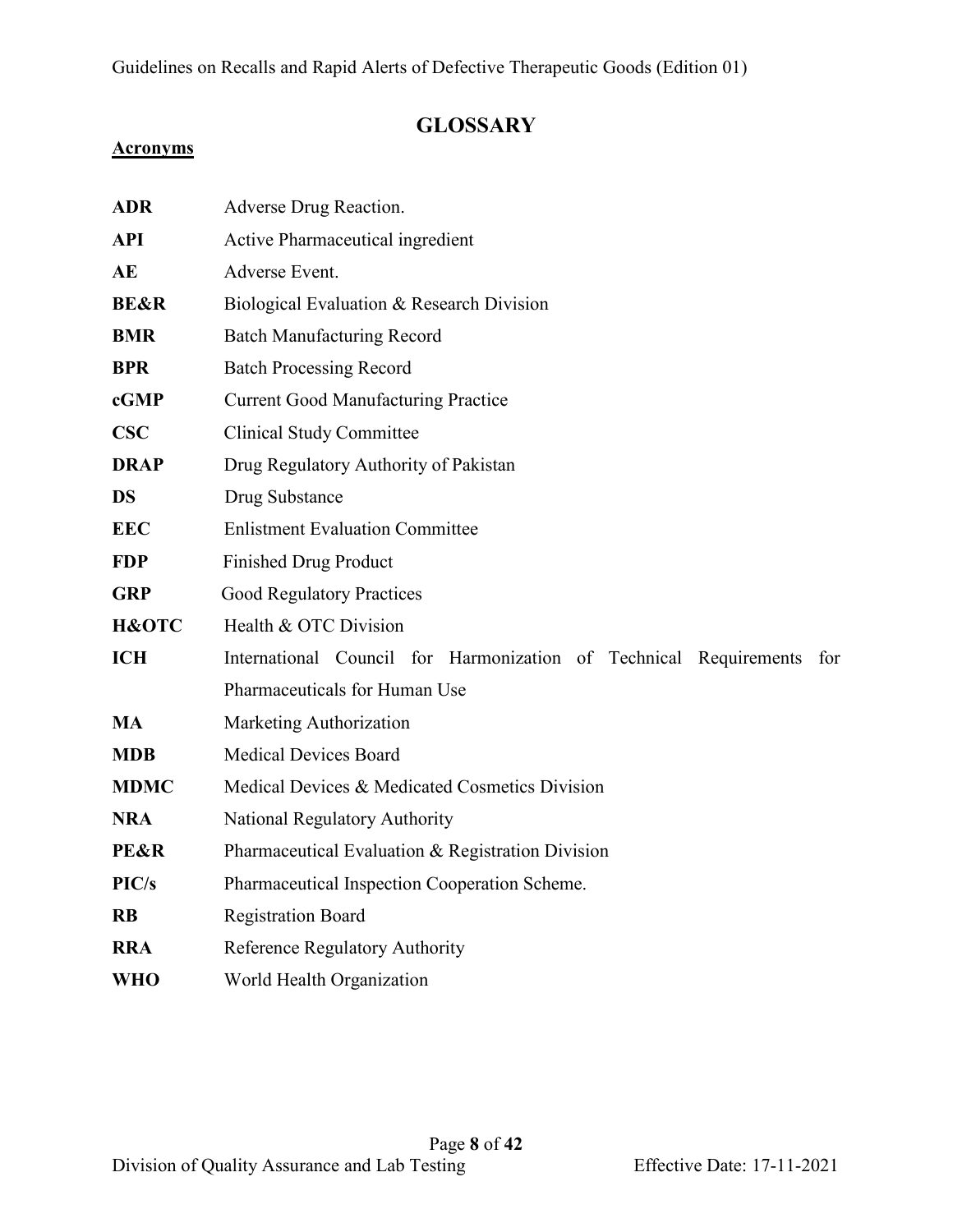# GLOSSARY

## Acronyms

| | |
|---|---|
| **ADR** | Adverse Drug Reaction. |
| **API** | Active Pharmaceutical ingredient |
| **AE** | Adverse Event. |
| **BE&R** | Biological Evaluation & Research Division |
| **BMR** | Batch Manufacturing Record |
| **BPR** | Batch Processing Record |
| **cGMP** | Current Good Manufacturing Practice |
| **CSC** | Clinical Study Committee |
| **DRAP** | Drug Regulatory Authority of Pakistan |
| **DS** | Drug Substance |
| **EEC** | Enlistment Evaluation Committee |
| **FDP** | Finished Drug Product |
| **GRP** | Good Regulatory Practices |
| **H&OTC** | Health & OTC Division |
| **ICH** | International Council for Harmonization of Technical Requirements for Pharmaceuticals for Human Use |
| **MA** | Marketing Authorization |
| **MDB** | Medical Devices Board |
| **MDMC** | Medical Devices & Medicated Cosmetics Division |
| **NRA** | National Regulatory Authority |
| **PE&R** | Pharmaceutical Evaluation & Registration Division |
| **PIC/s** | Pharmaceutical Inspection Cooperation Scheme. |
| **RB** | Registration Board |
| **RRA** | Reference Regulatory Authority |
| **WHO** | World Health Organization |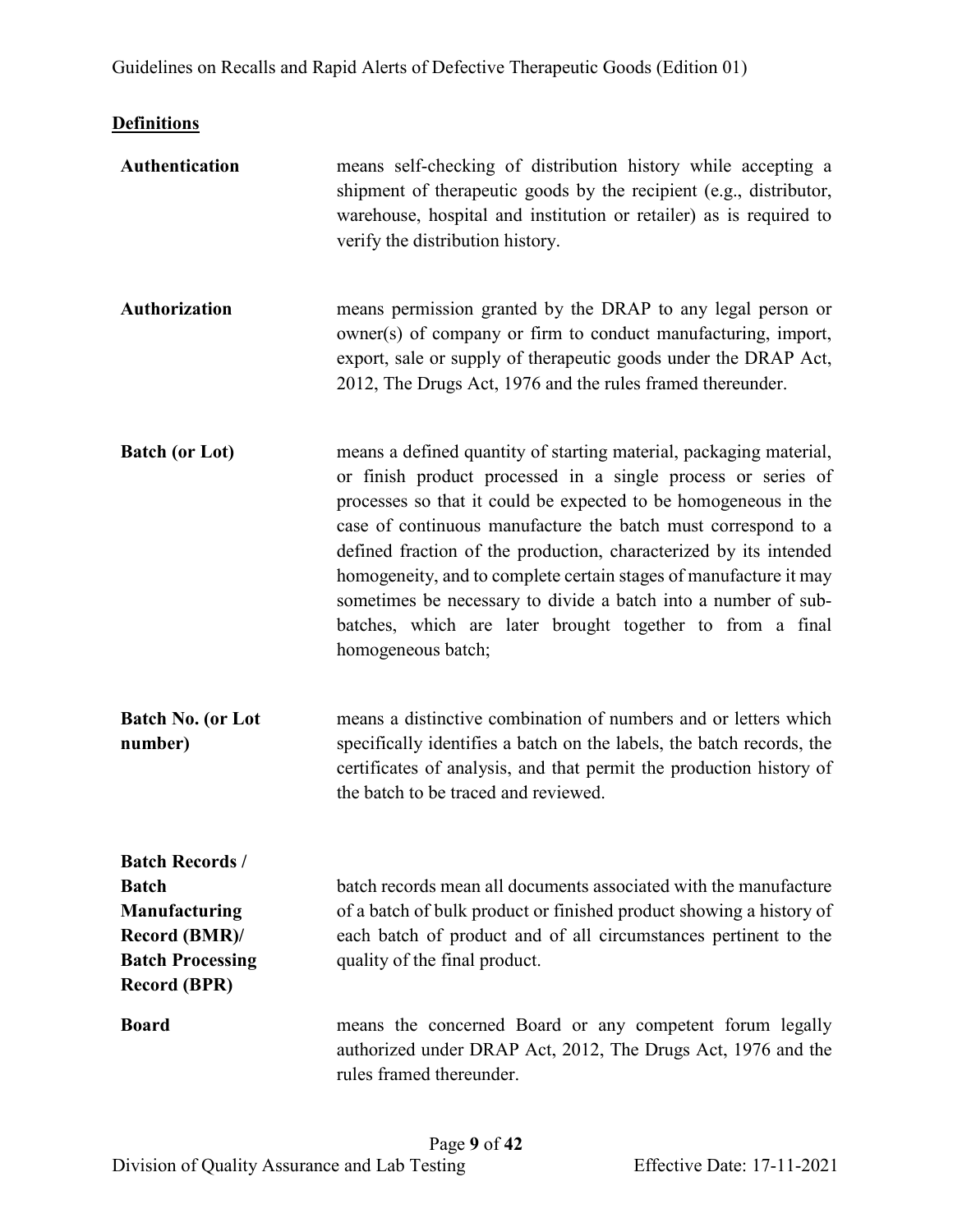**Definitions**

**Authentication** means self-checking of distribution history while accepting a shipment of therapeutic goods by the recipient (e.g., distributor, warehouse, hospital and institution or retailer) as is required to verify the distribution history.

**Authorization** means permission granted by the DRAP to any legal person or owner(s) of company or firm to conduct manufacturing, import, export, sale or supply of therapeutic goods under the DRAP Act, 2012, The Drugs Act, 1976 and the rules framed thereunder.

**Batch (or Lot)** means a defined quantity of starting material, packaging material, or finish product processed in a single process or series of processes so that it could be expected to be homogeneous in the case of continuous manufacture the batch must correspond to a defined fraction of the production, characterized by its intended homogeneity, and to complete certain stages of manufacture it may sometimes be necessary to divide a batch into a number of sub-batches, which are later brought together to from a final homogeneous batch;

**Batch No. (or Lot number)** means a distinctive combination of numbers and or letters which specifically identifies a batch on the labels, the batch records, the certificates of analysis, and that permit the production history of the batch to be traced and reviewed.

**Batch Records / Batch Manufacturing Record (BMR)/ Batch Processing Record (BPR)** batch records mean all documents associated with the manufacture of a batch of bulk product or finished product showing a history of each batch of product and of all circumstances pertinent to the quality of the final product.

**Board** means the concerned Board or any competent forum legally authorized under DRAP Act, 2012, The Drugs Act, 1976 and the rules framed thereunder.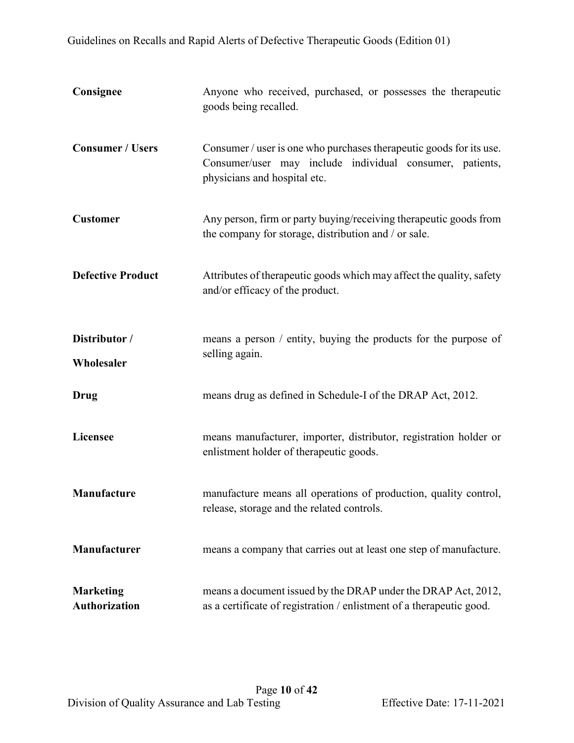| | |
|---|---|
| **Consignee** | Anyone who received, purchased, or possesses the therapeutic goods being recalled. |
| **Consumer / Users** | Consumer / user is one who purchases therapeutic goods for its use. Consumer/user may include individual consumer, patients, physicians and hospital etc. |
| **Customer** | Any person, firm or party buying/receiving therapeutic goods from the company for storage, distribution and / or sale. |
| **Defective Product** | Attributes of therapeutic goods which may affect the quality, safety and/or efficacy of the product. |
| **Distributor / Wholesaler** | means a person / entity, buying the products for the purpose of selling again. |
| **Drug** | means drug as defined in Schedule-I of the DRAP Act, 2012. |
| **Licensee** | means manufacturer, importer, distributor, registration holder or enlistment holder of therapeutic goods. |
| **Manufacture** | manufacture means all operations of production, quality control, release, storage and the related controls. |
| **Manufacturer** | means a company that carries out at least one step of manufacture. |
| **Marketing Authorization** | means a document issued by the DRAP under the DRAP Act, 2012, as a certificate of registration / enlistment of a therapeutic good. |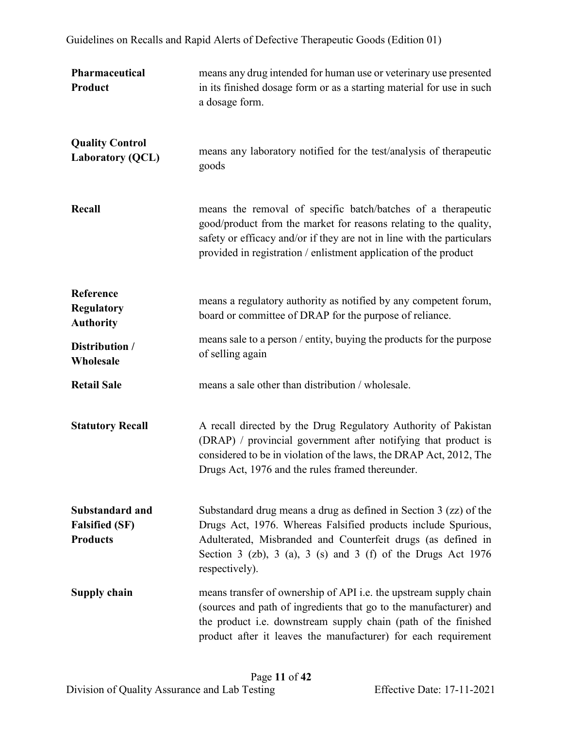| | |
|---|---|
| **Pharmaceutical Product** | means any drug intended for human use or veterinary use presented in its finished dosage form or as a starting material for use in such a dosage form. |
| **Quality Control Laboratory (QCL)** | means any laboratory notified for the test/analysis of therapeutic goods |
| **Recall** | means the removal of specific batch/batches of a therapeutic good/product from the market for reasons relating to the quality, safety or efficacy and/or if they are not in line with the particulars provided in registration / enlistment application of the product |
| **Reference Regulatory Authority** | means a regulatory authority as notified by any competent forum, board or committee of DRAP for the purpose of reliance. |
| **Distribution / Wholesale** | means sale to a person / entity, buying the products for the purpose of selling again |
| **Retail Sale** | means a sale other than distribution / wholesale. |
| **Statutory Recall** | A recall directed by the Drug Regulatory Authority of Pakistan (DRAP) / provincial government after notifying that product is considered to be in violation of the laws, the DRAP Act, 2012, The Drugs Act, 1976 and the rules framed thereunder. |
| **Substandard and Falsified (SF) Products** | Substandard drug means a drug as defined in Section 3 (zz) of the Drugs Act, 1976. Whereas Falsified products include Spurious, Adulterated, Misbranded and Counterfeit drugs (as defined in Section 3 (zb), 3 (a), 3 (s) and 3 (f) of the Drugs Act 1976 respectively). |
| **Supply chain** | means transfer of ownership of API i.e. the upstream supply chain (sources and path of ingredients that go to the manufacturer) and the product i.e. downstream supply chain (path of the finished product after it leaves the manufacturer) for each requirement |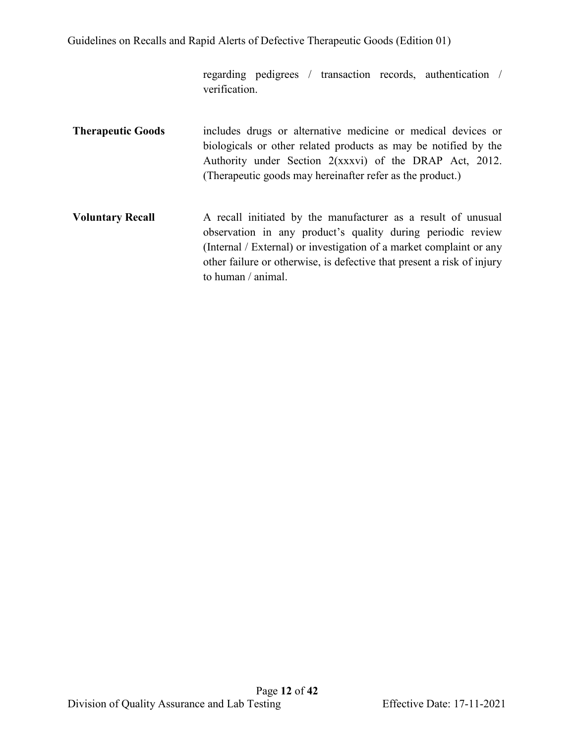regarding pedigrees / transaction records, authentication / verification.

| | |
|---|---|
| **Therapeutic Goods** | includes drugs or alternative medicine or medical devices or biologicals or other related products as may be notified by the Authority under Section 2(xxxvi) of the DRAP Act, 2012. (Therapeutic goods may hereinafter refer as the product.) |
| **Voluntary Recall** | A recall initiated by the manufacturer as a result of unusual observation in any product's quality during periodic review (Internal / External) or investigation of a market complaint or any other failure or otherwise, is defective that present a risk of injury to human / animal. |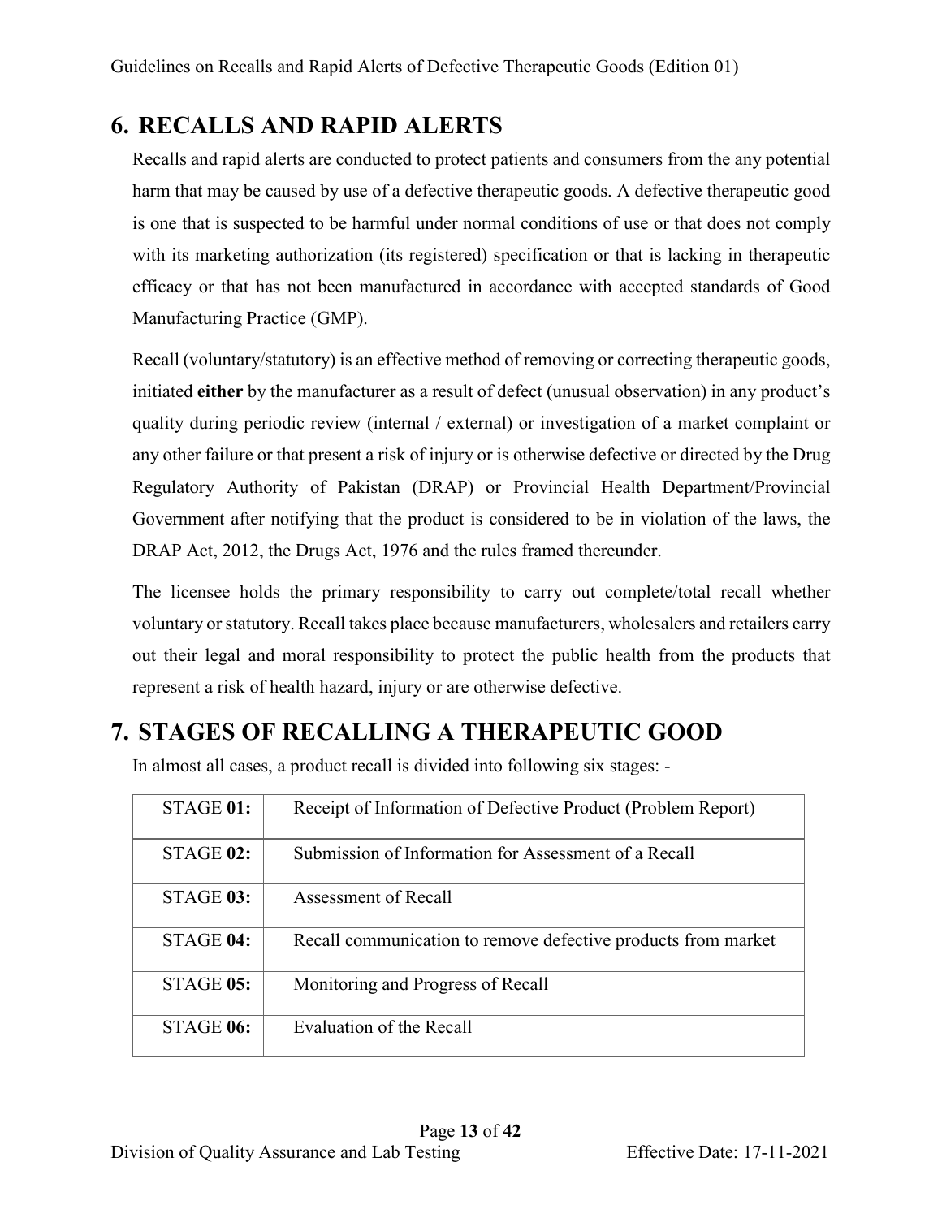# 6. RECALLS AND RAPID ALERTS

Recalls and rapid alerts are conducted to protect patients and consumers from the any potential harm that may be caused by use of a defective therapeutic goods. A defective therapeutic good is one that is suspected to be harmful under normal conditions of use or that does not comply with its marketing authorization (its registered) specification or that is lacking in therapeutic efficacy or that has not been manufactured in accordance with accepted standards of Good Manufacturing Practice (GMP).

Recall (voluntary/statutory) is an effective method of removing or correcting therapeutic goods, initiated **either** by the manufacturer as a result of defect (unusual observation) in any product's quality during periodic review (internal / external) or investigation of a market complaint or any other failure or that present a risk of injury or is otherwise defective or directed by the Drug Regulatory Authority of Pakistan (DRAP) or Provincial Health Department/Provincial Government after notifying that the product is considered to be in violation of the laws, the DRAP Act, 2012, the Drugs Act, 1976 and the rules framed thereunder.

The licensee holds the primary responsibility to carry out complete/total recall whether voluntary or statutory. Recall takes place because manufacturers, wholesalers and retailers carry out their legal and moral responsibility to protect the public health from the products that represent a risk of health hazard, injury or are otherwise defective.

# 7. STAGES OF RECALLING A THERAPEUTIC GOOD

In almost all cases, a product recall is divided into following six stages: -

| | |
|---|---|
| STAGE **01:** | Receipt of Information of Defective Product (Problem Report) |
| STAGE **02:** | Submission of Information for Assessment of a Recall |
| STAGE **03:** | Assessment of Recall |
| STAGE **04:** | Recall communication to remove defective products from market |
| STAGE **05:** | Monitoring and Progress of Recall |
| STAGE **06:** | Evaluation of the Recall |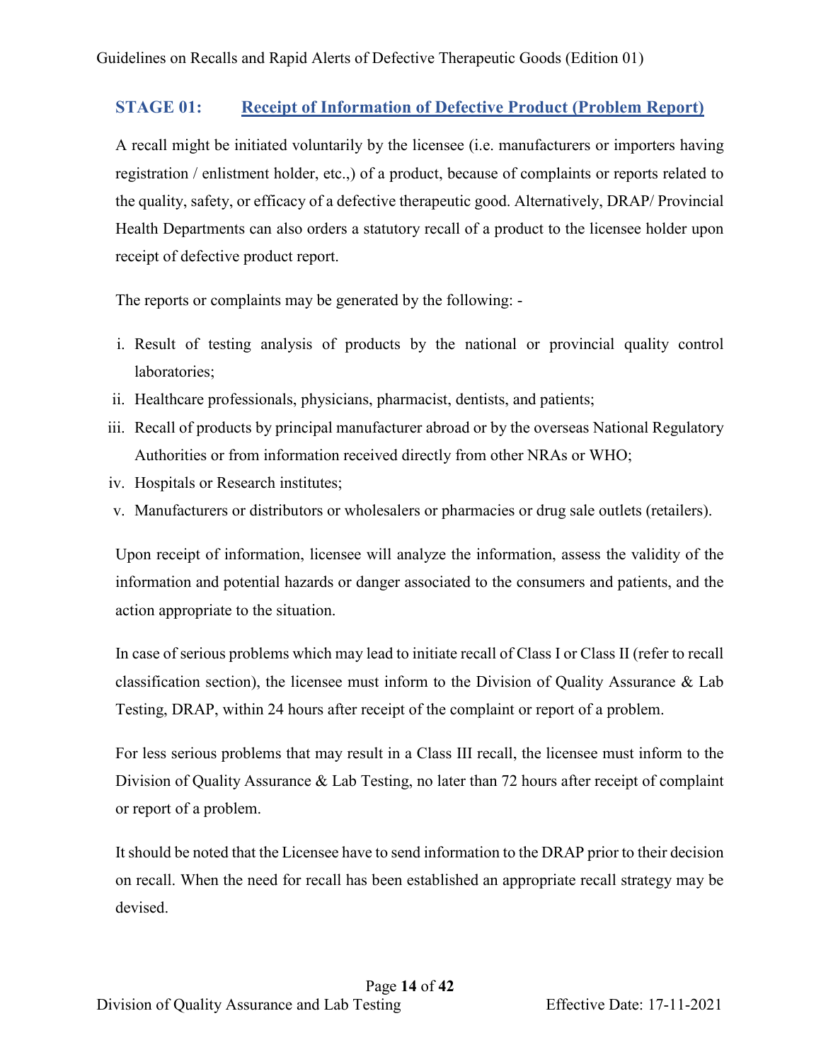## STAGE 01: Receipt of Information of Defective Product (Problem Report)

A recall might be initiated voluntarily by the licensee (i.e. manufacturers or importers having registration / enlistment holder, etc.,) of a product, because of complaints or reports related to the quality, safety, or efficacy of a defective therapeutic good. Alternatively, DRAP/ Provincial Health Departments can also orders a statutory recall of a product to the licensee holder upon receipt of defective product report.

The reports or complaints may be generated by the following: -

i. Result of testing analysis of products by the national or provincial quality control laboratories;
ii. Healthcare professionals, physicians, pharmacist, dentists, and patients;
iii. Recall of products by principal manufacturer abroad or by the overseas National Regulatory Authorities or from information received directly from other NRAs or WHO;
iv. Hospitals or Research institutes;
v. Manufacturers or distributors or wholesalers or pharmacies or drug sale outlets (retailers).

Upon receipt of information, licensee will analyze the information, assess the validity of the information and potential hazards or danger associated to the consumers and patients, and the action appropriate to the situation.

In case of serious problems which may lead to initiate recall of Class I or Class II (refer to recall classification section), the licensee must inform to the Division of Quality Assurance & Lab Testing, DRAP, within 24 hours after receipt of the complaint or report of a problem.

For less serious problems that may result in a Class III recall, the licensee must inform to the Division of Quality Assurance & Lab Testing, no later than 72 hours after receipt of complaint or report of a problem.

It should be noted that the Licensee have to send information to the DRAP prior to their decision on recall. When the need for recall has been established an appropriate recall strategy may be devised.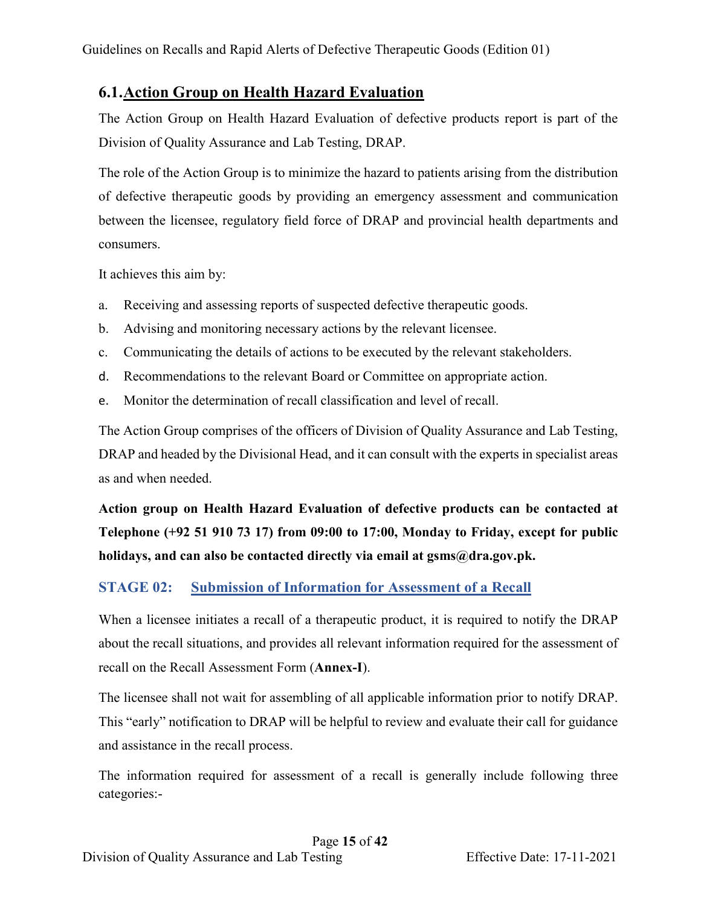## 6.1. Action Group on Health Hazard Evaluation

The Action Group on Health Hazard Evaluation of defective products report is part of the Division of Quality Assurance and Lab Testing, DRAP.

The role of the Action Group is to minimize the hazard to patients arising from the distribution of defective therapeutic goods by providing an emergency assessment and communication between the licensee, regulatory field force of DRAP and provincial health departments and consumers.

It achieves this aim by:

a. Receiving and assessing reports of suspected defective therapeutic goods.
b. Advising and monitoring necessary actions by the relevant licensee.
c. Communicating the details of actions to be executed by the relevant stakeholders.
d. Recommendations to the relevant Board or Committee on appropriate action.
e. Monitor the determination of recall classification and level of recall.

The Action Group comprises of the officers of Division of Quality Assurance and Lab Testing, DRAP and headed by the Divisional Head, and it can consult with the experts in specialist areas as and when needed.

**Action group on Health Hazard Evaluation of defective products can be contacted at Telephone (+92 51 910 73 17) from 09:00 to 17:00, Monday to Friday, except for public holidays, and can also be contacted directly via email at gsms@dra.gov.pk.**

### STAGE 02: Submission of Information for Assessment of a Recall

When a licensee initiates a recall of a therapeutic product, it is required to notify the DRAP about the recall situations, and provides all relevant information required for the assessment of recall on the Recall Assessment Form (**Annex-I**).

The licensee shall not wait for assembling of all applicable information prior to notify DRAP. This "early" notification to DRAP will be helpful to review and evaluate their call for guidance and assistance in the recall process.

The information required for assessment of a recall is generally include following three categories:-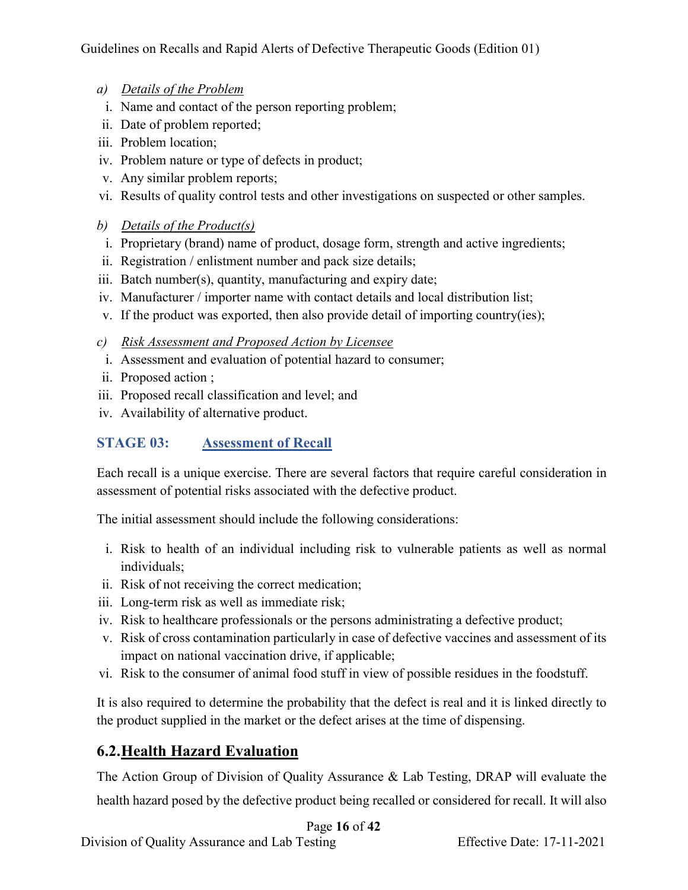*a) Details of the Problem*

i. Name and contact of the person reporting problem;
ii. Date of problem reported;
iii. Problem location;
iv. Problem nature or type of defects in product;
v. Any similar problem reports;
vi. Results of quality control tests and other investigations on suspected or other samples.

*b) Details of the Product(s)*

i. Proprietary (brand) name of product, dosage form, strength and active ingredients;
ii. Registration / enlistment number and pack size details;
iii. Batch number(s), quantity, manufacturing and expiry date;
iv. Manufacturer / importer name with contact details and local distribution list;
v. If the product was exported, then also provide detail of importing country(ies);

*c) Risk Assessment and Proposed Action by Licensee*

i. Assessment and evaluation of potential hazard to consumer;
ii. Proposed action ;
iii. Proposed recall classification and level; and
iv. Availability of alternative product.

### STAGE 03: Assessment of Recall

Each recall is a unique exercise. There are several factors that require careful consideration in assessment of potential risks associated with the defective product.

The initial assessment should include the following considerations:

i. Risk to health of an individual including risk to vulnerable patients as well as normal individuals;
ii. Risk of not receiving the correct medication;
iii. Long-term risk as well as immediate risk;
iv. Risk to healthcare professionals or the persons administrating a defective product;
v. Risk of cross contamination particularly in case of defective vaccines and assessment of its impact on national vaccination drive, if applicable;
vi. Risk to the consumer of animal food stuff in view of possible residues in the foodstuff.

It is also required to determine the probability that the defect is real and it is linked directly to the product supplied in the market or the defect arises at the time of dispensing.

## 6.2. Health Hazard Evaluation

The Action Group of Division of Quality Assurance & Lab Testing, DRAP will evaluate the health hazard posed by the defective product being recalled or considered for recall. It will also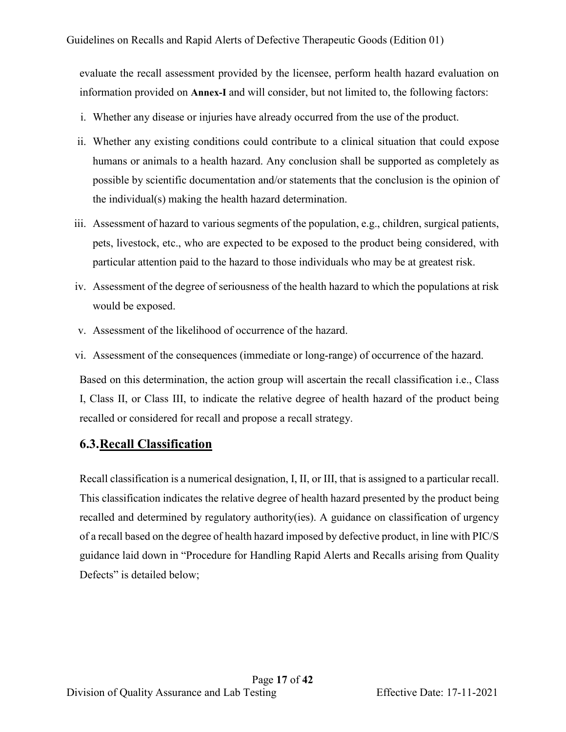evaluate the recall assessment provided by the licensee, perform health hazard evaluation on information provided on **Annex-I** and will consider, but not limited to, the following factors:

i. Whether any disease or injuries have already occurred from the use of the product.
ii. Whether any existing conditions could contribute to a clinical situation that could expose humans or animals to a health hazard. Any conclusion shall be supported as completely as possible by scientific documentation and/or statements that the conclusion is the opinion of the individual(s) making the health hazard determination.
iii. Assessment of hazard to various segments of the population, e.g., children, surgical patients, pets, livestock, etc., who are expected to be exposed to the product being considered, with particular attention paid to the hazard to those individuals who may be at greatest risk.
iv. Assessment of the degree of seriousness of the health hazard to which the populations at risk would be exposed.
v. Assessment of the likelihood of occurrence of the hazard.
vi. Assessment of the consequences (immediate or long-range) of occurrence of the hazard.

Based on this determination, the action group will ascertain the recall classification i.e., Class I, Class II, or Class III, to indicate the relative degree of health hazard of the product being recalled or considered for recall and propose a recall strategy.

## 6.3. Recall Classification

Recall classification is a numerical designation, I, II, or III, that is assigned to a particular recall. This classification indicates the relative degree of health hazard presented by the product being recalled and determined by regulatory authority(ies). A guidance on classification of urgency of a recall based on the degree of health hazard imposed by defective product, in line with PIC/S guidance laid down in "Procedure for Handling Rapid Alerts and Recalls arising from Quality Defects" is detailed below;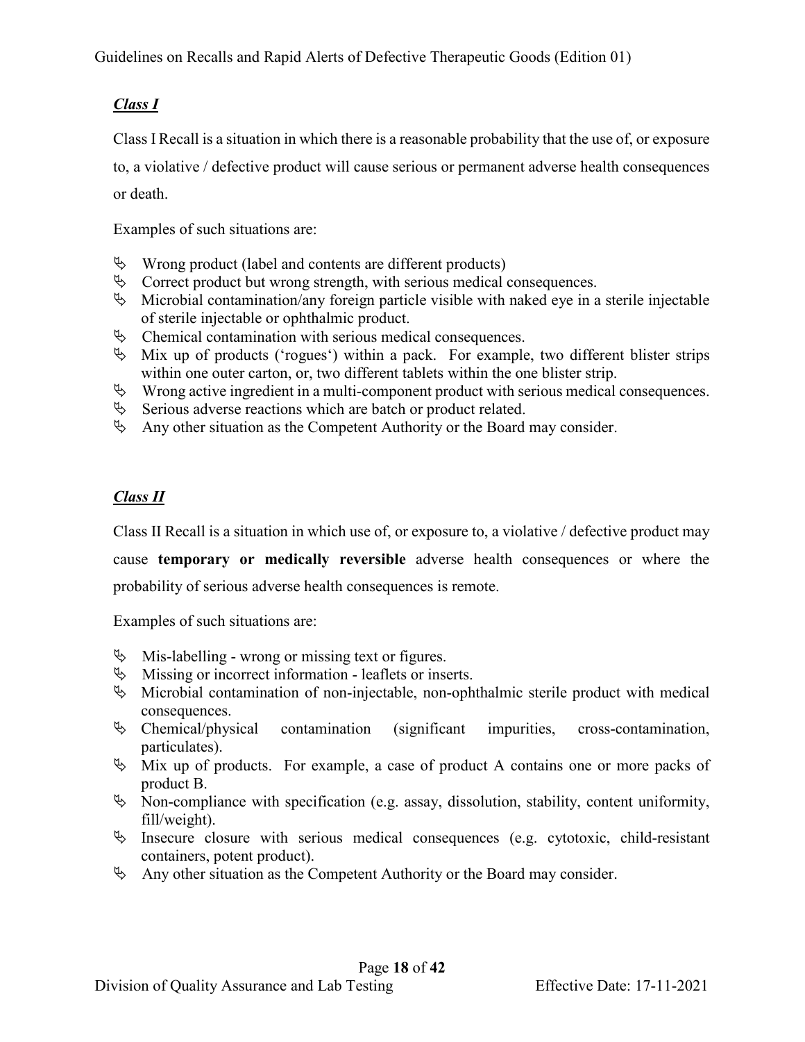***Class I***

Class I Recall is a situation in which there is a reasonable probability that the use of, or exposure to, a violative / defective product will cause serious or permanent adverse health consequences or death.

Examples of such situations are:

- Wrong product (label and contents are different products)
- Correct product but wrong strength, with serious medical consequences.
- Microbial contamination/any foreign particle visible with naked eye in a sterile injectable of sterile injectable or ophthalmic product.
- Chemical contamination with serious medical consequences.
- Mix up of products ('rogues') within a pack. For example, two different blister strips within one outer carton, or, two different tablets within the one blister strip.
- Wrong active ingredient in a multi-component product with serious medical consequences.
- Serious adverse reactions which are batch or product related.
- Any other situation as the Competent Authority or the Board may consider.

***Class II***

Class II Recall is a situation in which use of, or exposure to, a violative / defective product may cause **temporary or medically reversible** adverse health consequences or where the probability of serious adverse health consequences is remote.

Examples of such situations are:

- Mis-labelling - wrong or missing text or figures.
- Missing or incorrect information - leaflets or inserts.
- Microbial contamination of non-injectable, non-ophthalmic sterile product with medical consequences.
- Chemical/physical contamination (significant impurities, cross-contamination, particulates).
- Mix up of products. For example, a case of product A contains one or more packs of product B.
- Non-compliance with specification (e.g. assay, dissolution, stability, content uniformity, fill/weight).
- Insecure closure with serious medical consequences (e.g. cytotoxic, child-resistant containers, potent product).
- Any other situation as the Competent Authority or the Board may consider.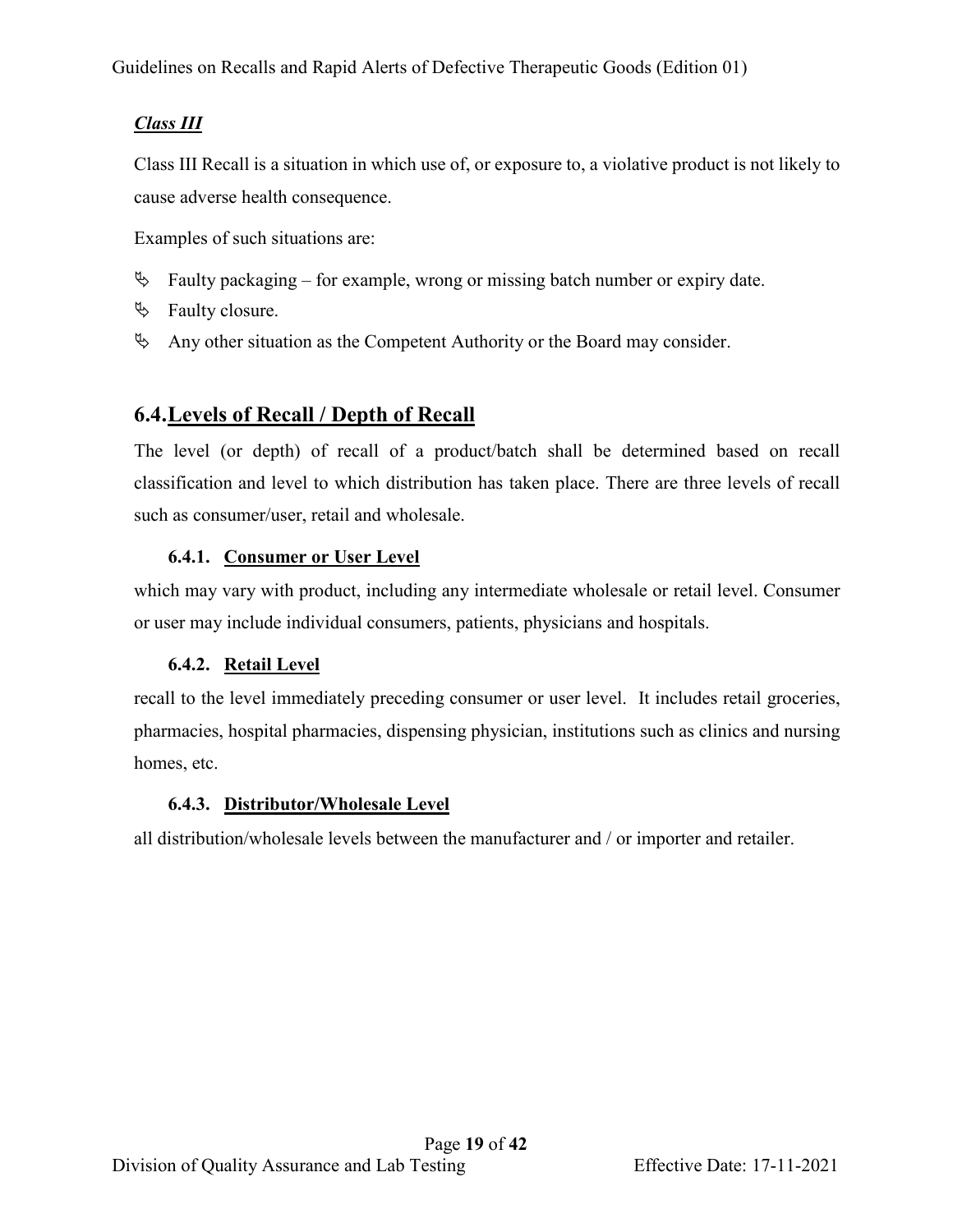***Class III***

Class III Recall is a situation in which use of, or exposure to, a violative product is not likely to cause adverse health consequence.

Examples of such situations are:

- Faulty packaging – for example, wrong or missing batch number or expiry date.
- Faulty closure.
- Any other situation as the Competent Authority or the Board may consider.

## 6.4. Levels of Recall / Depth of Recall

The level (or depth) of recall of a product/batch shall be determined based on recall classification and level to which distribution has taken place. There are three levels of recall such as consumer/user, retail and wholesale.

### 6.4.1. Consumer or User Level

which may vary with product, including any intermediate wholesale or retail level. Consumer or user may include individual consumers, patients, physicians and hospitals.

### 6.4.2. Retail Level

recall to the level immediately preceding consumer or user level. It includes retail groceries, pharmacies, hospital pharmacies, dispensing physician, institutions such as clinics and nursing homes, etc.

### 6.4.3. Distributor/Wholesale Level

all distribution/wholesale levels between the manufacturer and / or importer and retailer.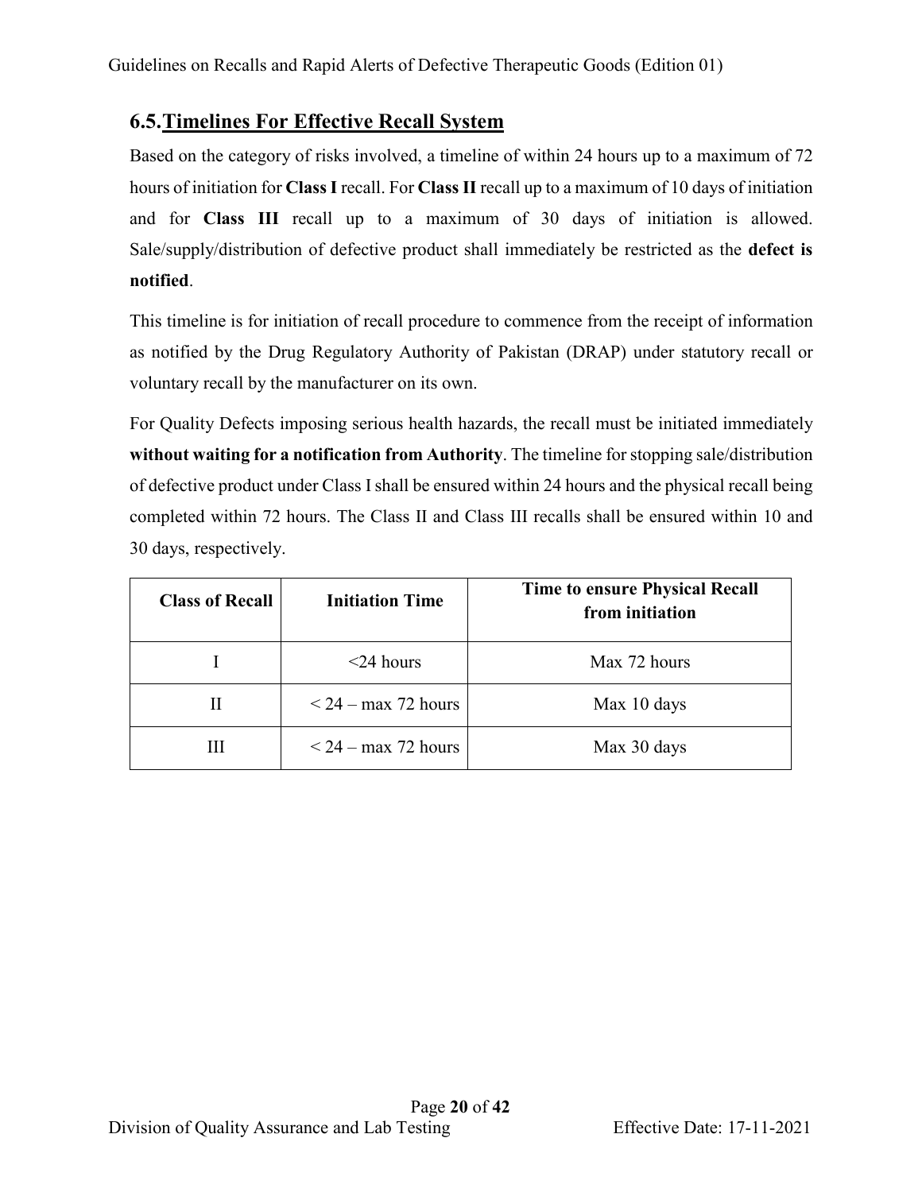## 6.5. Timelines For Effective Recall System

Based on the category of risks involved, a timeline of within 24 hours up to a maximum of 72 hours of initiation for **Class I** recall. For **Class II** recall up to a maximum of 10 days of initiation and for **Class III** recall up to a maximum of 30 days of initiation is allowed. Sale/supply/distribution of defective product shall immediately be restricted as the **defect is notified**.

This timeline is for initiation of recall procedure to commence from the receipt of information as notified by the Drug Regulatory Authority of Pakistan (DRAP) under statutory recall or voluntary recall by the manufacturer on its own.

For Quality Defects imposing serious health hazards, the recall must be initiated immediately **without waiting for a notification from Authority**. The timeline for stopping sale/distribution of defective product under Class I shall be ensured within 24 hours and the physical recall being completed within 72 hours. The Class II and Class III recalls shall be ensured within 10 and 30 days, respectively.

| Class of Recall | Initiation Time | Time to ensure Physical Recall from initiation |
|---|---|---|
| I | <24 hours | Max 72 hours |
| II | < 24 – max 72 hours | Max 10 days |
| III | < 24 – max 72 hours | Max 30 days |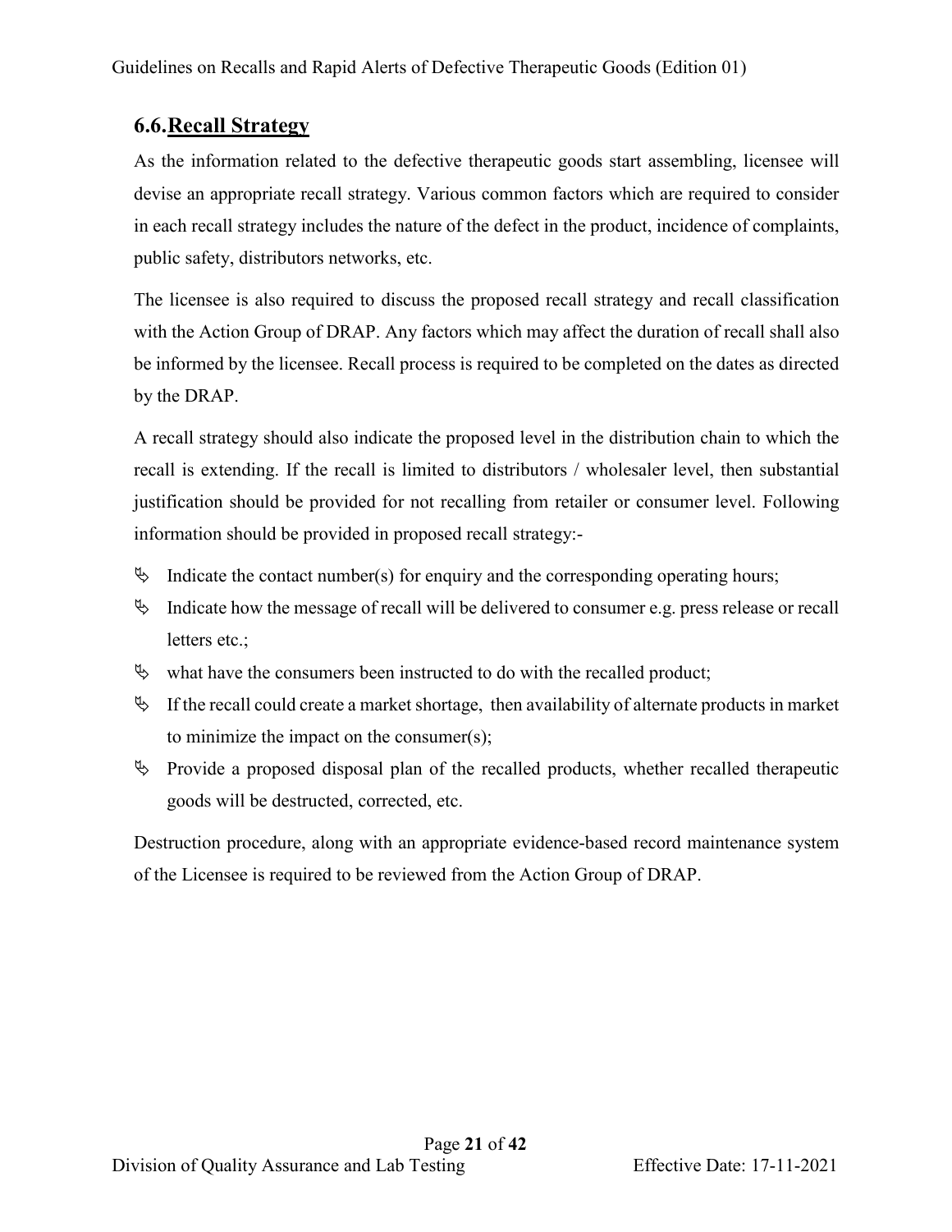## 6.6. Recall Strategy

As the information related to the defective therapeutic goods start assembling, licensee will devise an appropriate recall strategy. Various common factors which are required to consider in each recall strategy includes the nature of the defect in the product, incidence of complaints, public safety, distributors networks, etc.

The licensee is also required to discuss the proposed recall strategy and recall classification with the Action Group of DRAP. Any factors which may affect the duration of recall shall also be informed by the licensee. Recall process is required to be completed on the dates as directed by the DRAP.

A recall strategy should also indicate the proposed level in the distribution chain to which the recall is extending. If the recall is limited to distributors / wholesaler level, then substantial justification should be provided for not recalling from retailer or consumer level. Following information should be provided in proposed recall strategy:-

- Indicate the contact number(s) for enquiry and the corresponding operating hours;
- Indicate how the message of recall will be delivered to consumer e.g. press release or recall letters etc.;
- what have the consumers been instructed to do with the recalled product;
- If the recall could create a market shortage, then availability of alternate products in market to minimize the impact on the consumer(s);
- Provide a proposed disposal plan of the recalled products, whether recalled therapeutic goods will be destructed, corrected, etc.

Destruction procedure, along with an appropriate evidence-based record maintenance system of the Licensee is required to be reviewed from the Action Group of DRAP.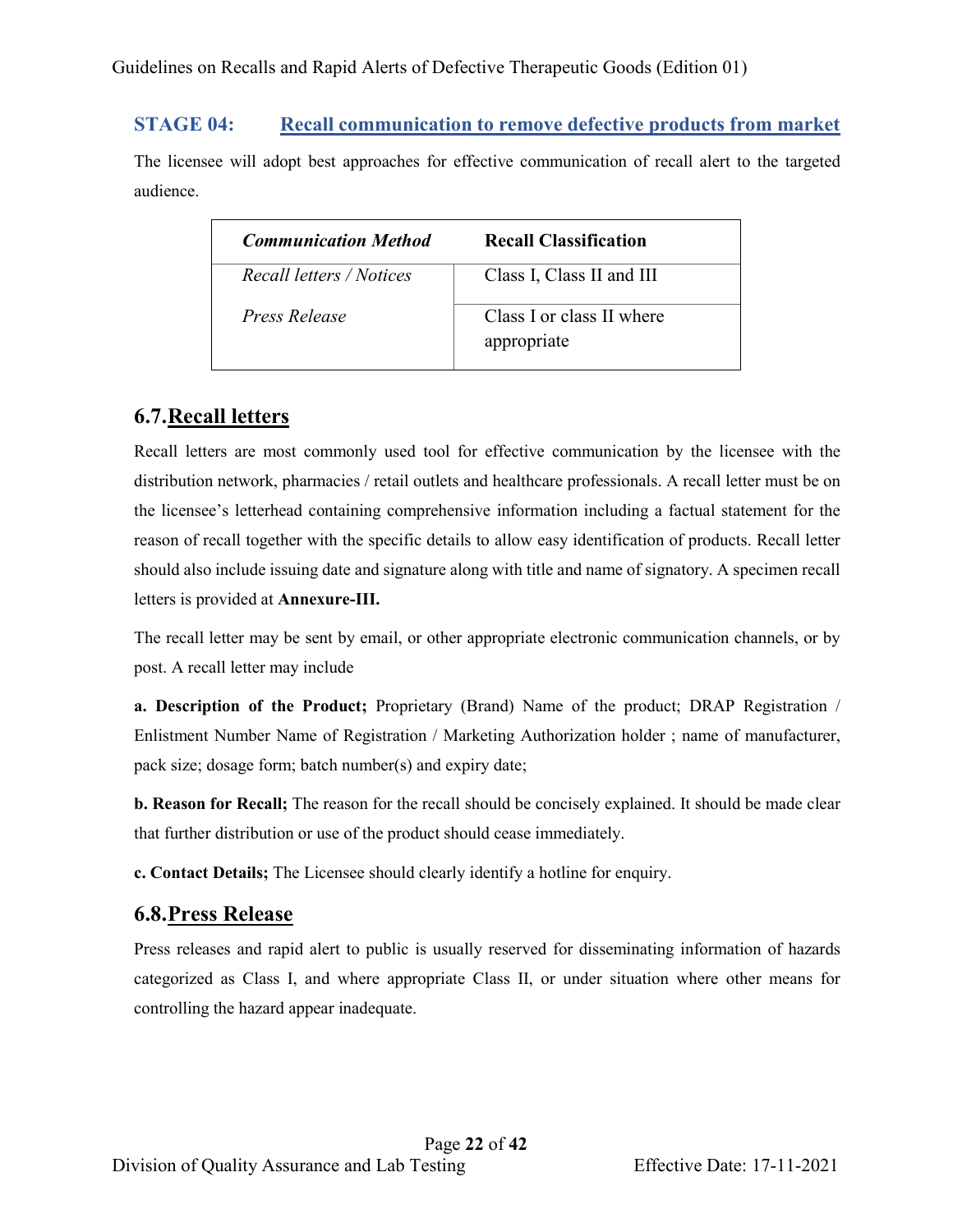## STAGE 04: Recall communication to remove defective products from market

The licensee will adopt best approaches for effective communication of recall alert to the targeted audience.

| *Communication Method* | **Recall Classification** |
|---|---|
| *Recall letters / Notices* | Class I, Class II and III |
| *Press Release* | Class I or class II where appropriate |

## 6.7. Recall letters

Recall letters are most commonly used tool for effective communication by the licensee with the distribution network, pharmacies / retail outlets and healthcare professionals. A recall letter must be on the licensee's letterhead containing comprehensive information including a factual statement for the reason of recall together with the specific details to allow easy identification of products. Recall letter should also include issuing date and signature along with title and name of signatory. A specimen recall letters is provided at **Annexure-III.**

The recall letter may be sent by email, or other appropriate electronic communication channels, or by post. A recall letter may include

**a. Description of the Product;** Proprietary (Brand) Name of the product; DRAP Registration / Enlistment Number Name of Registration / Marketing Authorization holder ; name of manufacturer, pack size; dosage form; batch number(s) and expiry date;

**b. Reason for Recall;** The reason for the recall should be concisely explained. It should be made clear that further distribution or use of the product should cease immediately.

**c. Contact Details;** The Licensee should clearly identify a hotline for enquiry.

## 6.8. Press Release

Press releases and rapid alert to public is usually reserved for disseminating information of hazards categorized as Class I, and where appropriate Class II, or under situation where other means for controlling the hazard appear inadequate.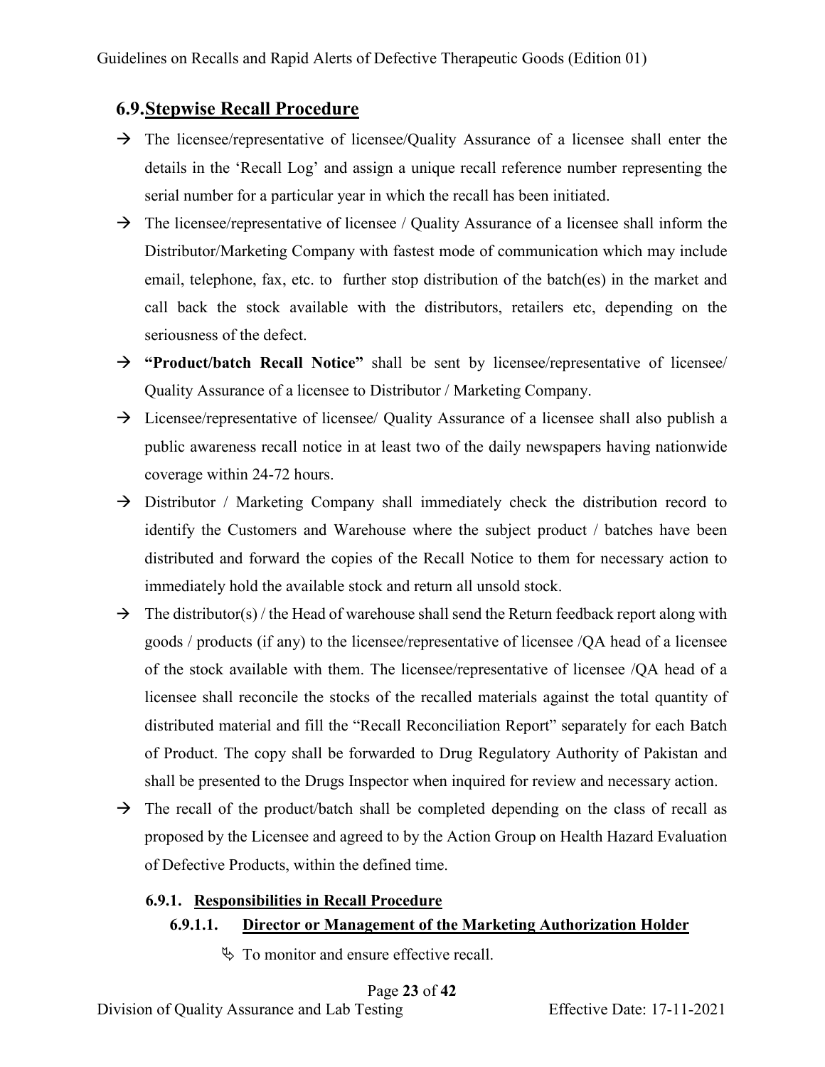## 6.9. Stepwise Recall Procedure

- → The licensee/representative of licensee/Quality Assurance of a licensee shall enter the details in the 'Recall Log' and assign a unique recall reference number representing the serial number for a particular year in which the recall has been initiated.
- → The licensee/representative of licensee / Quality Assurance of a licensee shall inform the Distributor/Marketing Company with fastest mode of communication which may include email, telephone, fax, etc. to further stop distribution of the batch(es) in the market and call back the stock available with the distributors, retailers etc, depending on the seriousness of the defect.
- → **"Product/batch Recall Notice"** shall be sent by licensee/representative of licensee/ Quality Assurance of a licensee to Distributor / Marketing Company.
- → Licensee/representative of licensee/ Quality Assurance of a licensee shall also publish a public awareness recall notice in at least two of the daily newspapers having nationwide coverage within 24-72 hours.
- → Distributor / Marketing Company shall immediately check the distribution record to identify the Customers and Warehouse where the subject product / batches have been distributed and forward the copies of the Recall Notice to them for necessary action to immediately hold the available stock and return all unsold stock.
- → The distributor(s) / the Head of warehouse shall send the Return feedback report along with goods / products (if any) to the licensee/representative of licensee /QA head of a licensee of the stock available with them. The licensee/representative of licensee /QA head of a licensee shall reconcile the stocks of the recalled materials against the total quantity of distributed material and fill the "Recall Reconciliation Report" separately for each Batch of Product. The copy shall be forwarded to Drug Regulatory Authority of Pakistan and shall be presented to the Drugs Inspector when inquired for review and necessary action.
- → The recall of the product/batch shall be completed depending on the class of recall as proposed by the Licensee and agreed to by the Action Group on Health Hazard Evaluation of Defective Products, within the defined time.

### 6.9.1. Responsibilities in Recall Procedure

#### 6.9.1.1. Director or Management of the Marketing Authorization Holder

- ↳ To monitor and ensure effective recall.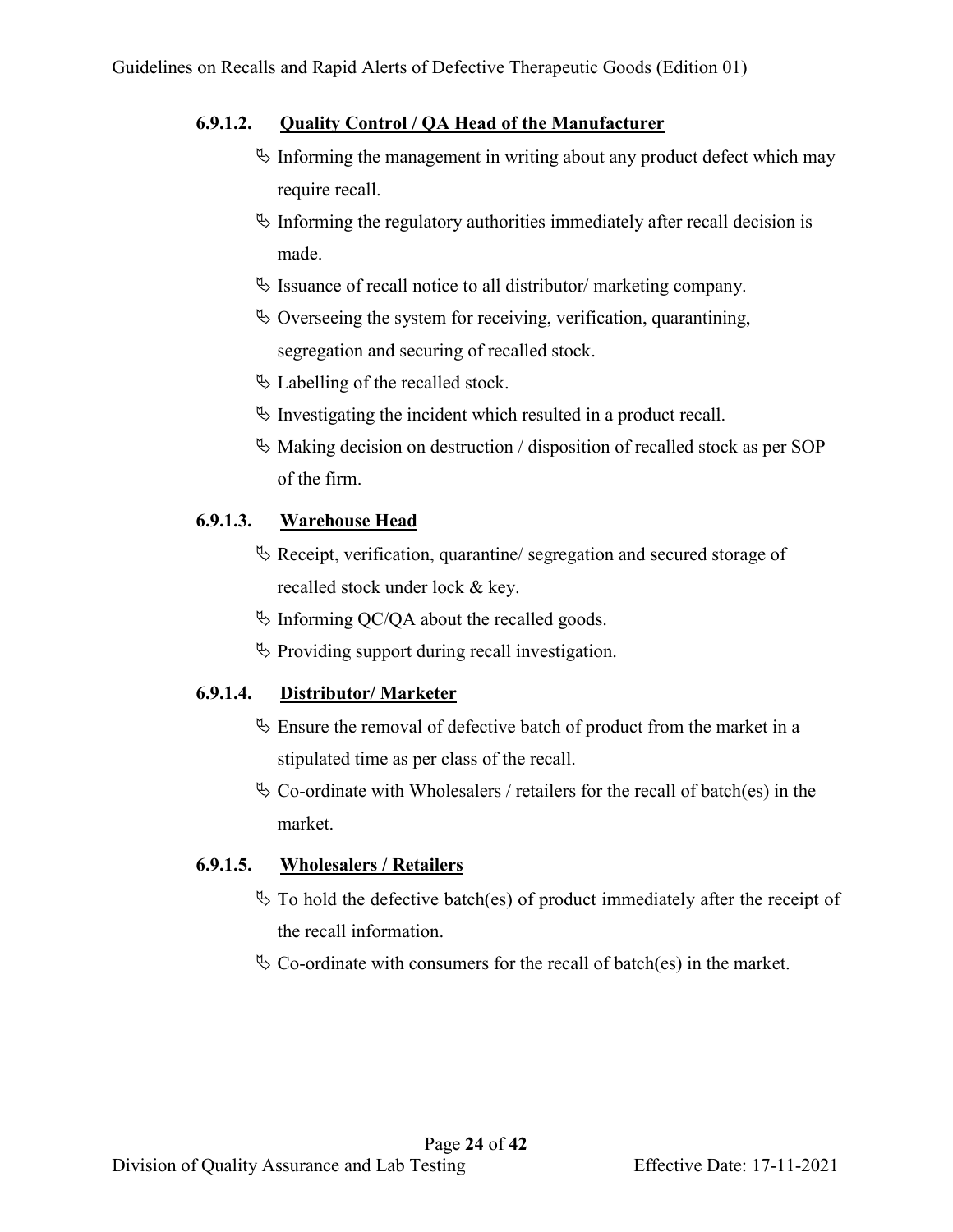#### 6.9.1.2. Quality Control / QA Head of the Manufacturer

- Informing the management in writing about any product defect which may require recall.
- Informing the regulatory authorities immediately after recall decision is made.
- Issuance of recall notice to all distributor/ marketing company.
- Overseeing the system for receiving, verification, quarantining, segregation and securing of recalled stock.
- Labelling of the recalled stock.
- Investigating the incident which resulted in a product recall.
- Making decision on destruction / disposition of recalled stock as per SOP of the firm.

#### 6.9.1.3. Warehouse Head

- Receipt, verification, quarantine/ segregation and secured storage of recalled stock under lock & key.
- Informing QC/QA about the recalled goods.
- Providing support during recall investigation.

#### 6.9.1.4. Distributor/ Marketer

- Ensure the removal of defective batch of product from the market in a stipulated time as per class of the recall.
- Co-ordinate with Wholesalers / retailers for the recall of batch(es) in the market.

#### 6.9.1.5. Wholesalers / Retailers

- To hold the defective batch(es) of product immediately after the receipt of the recall information.
- Co-ordinate with consumers for the recall of batch(es) in the market.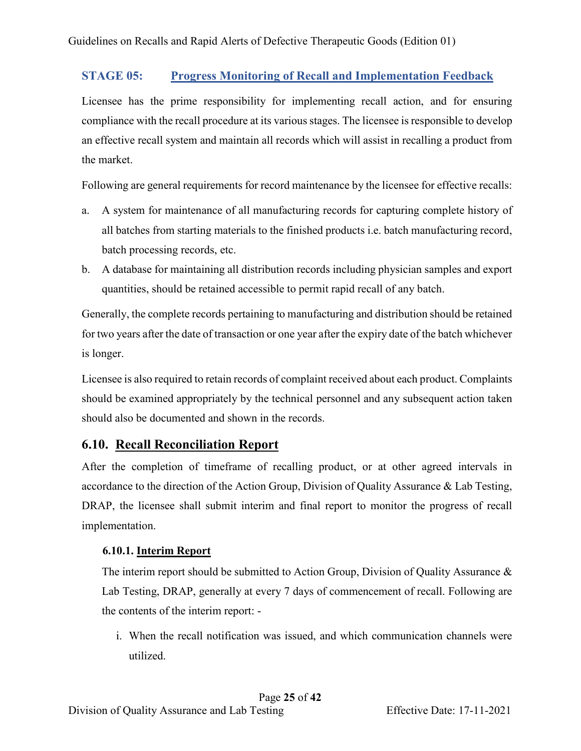## STAGE 05: Progress Monitoring of Recall and Implementation Feedback

Licensee has the prime responsibility for implementing recall action, and for ensuring compliance with the recall procedure at its various stages. The licensee is responsible to develop an effective recall system and maintain all records which will assist in recalling a product from the market.

Following are general requirements for record maintenance by the licensee for effective recalls:

a. A system for maintenance of all manufacturing records for capturing complete history of all batches from starting materials to the finished products i.e. batch manufacturing record, batch processing records, etc.
b. A database for maintaining all distribution records including physician samples and export quantities, should be retained accessible to permit rapid recall of any batch.

Generally, the complete records pertaining to manufacturing and distribution should be retained for two years after the date of transaction or one year after the expiry date of the batch whichever is longer.

Licensee is also required to retain records of complaint received about each product. Complaints should be examined appropriately by the technical personnel and any subsequent action taken should also be documented and shown in the records.

## 6.10. Recall Reconciliation Report

After the completion of timeframe of recalling product, or at other agreed intervals in accordance to the direction of the Action Group, Division of Quality Assurance & Lab Testing, DRAP, the licensee shall submit interim and final report to monitor the progress of recall implementation.

### 6.10.1. Interim Report

The interim report should be submitted to Action Group, Division of Quality Assurance & Lab Testing, DRAP, generally at every 7 days of commencement of recall. Following are the contents of the interim report: -

i. When the recall notification was issued, and which communication channels were utilized.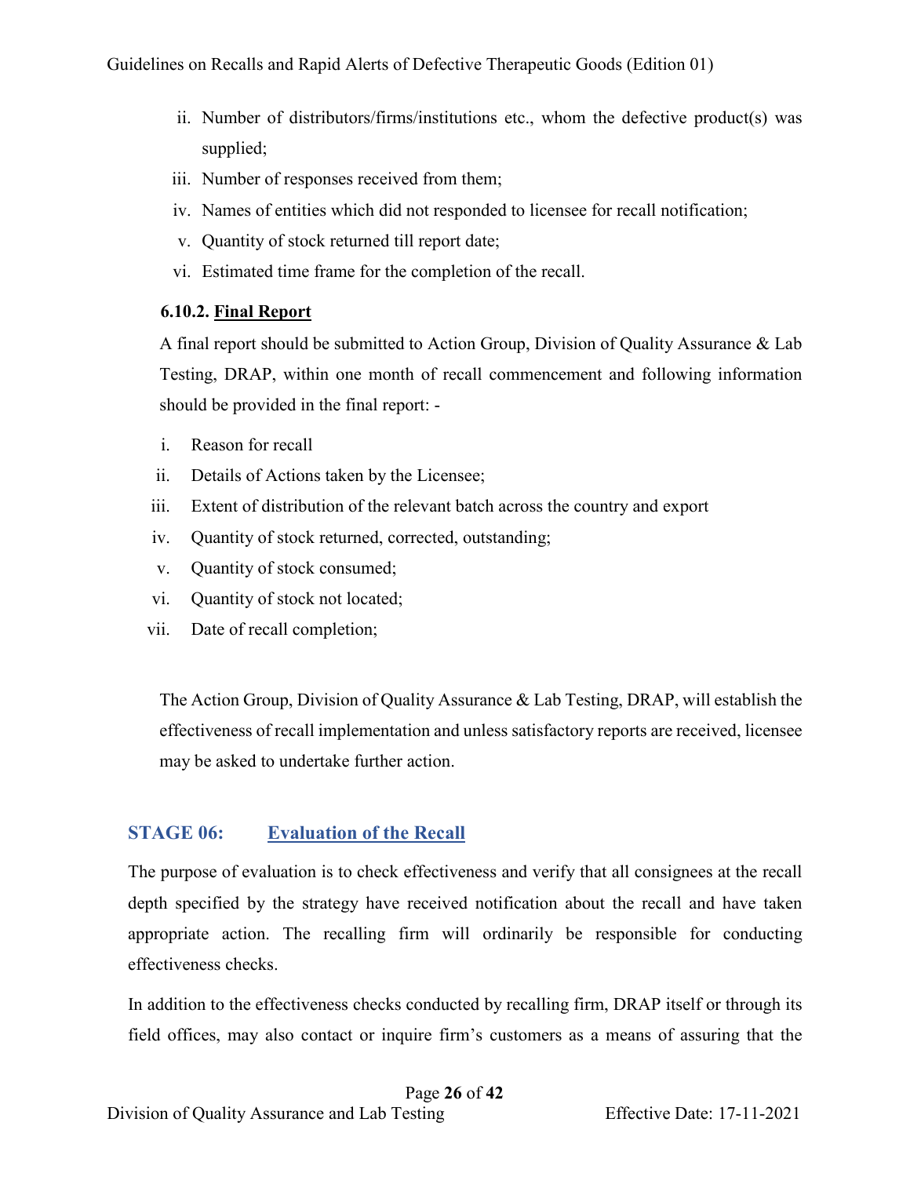ii. Number of distributors/firms/institutions etc., whom the defective product(s) was supplied;
iii. Number of responses received from them;
iv. Names of entities which did not responded to licensee for recall notification;
v. Quantity of stock returned till report date;
vi. Estimated time frame for the completion of the recall.

#### 6.10.2. <u>Final Report</u>

A final report should be submitted to Action Group, Division of Quality Assurance & Lab Testing, DRAP, within one month of recall commencement and following information should be provided in the final report: -

i. Reason for recall
ii. Details of Actions taken by the Licensee;
iii. Extent of distribution of the relevant batch across the country and export
iv. Quantity of stock returned, corrected, outstanding;
v. Quantity of stock consumed;
vi. Quantity of stock not located;
vii. Date of recall completion;

The Action Group, Division of Quality Assurance & Lab Testing, DRAP, will establish the effectiveness of recall implementation and unless satisfactory reports are received, licensee may be asked to undertake further action.

## STAGE 06: <u>Evaluation of the Recall</u>

The purpose of evaluation is to check effectiveness and verify that all consignees at the recall depth specified by the strategy have received notification about the recall and have taken appropriate action. The recalling firm will ordinarily be responsible for conducting effectiveness checks.

In addition to the effectiveness checks conducted by recalling firm, DRAP itself or through its field offices, may also contact or inquire firm's customers as a means of assuring that the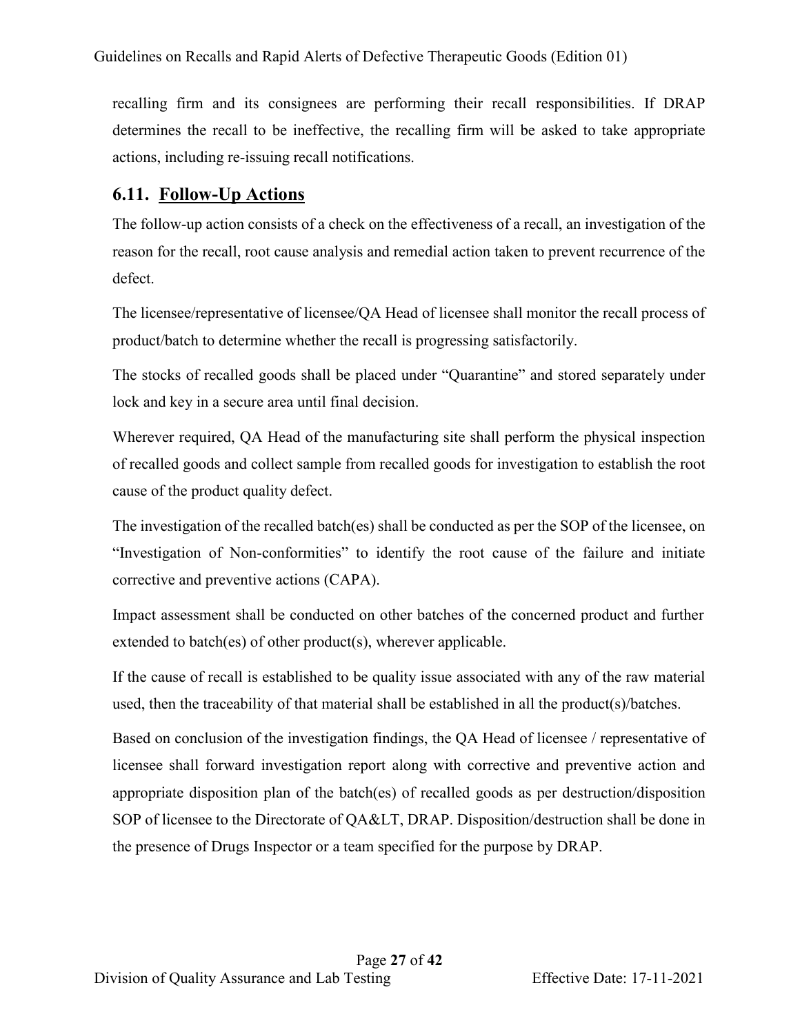recalling firm and its consignees are performing their recall responsibilities. If DRAP determines the recall to be ineffective, the recalling firm will be asked to take appropriate actions, including re-issuing recall notifications.

## 6.11. Follow-Up Actions

The follow-up action consists of a check on the effectiveness of a recall, an investigation of the reason for the recall, root cause analysis and remedial action taken to prevent recurrence of the defect.

The licensee/representative of licensee/QA Head of licensee shall monitor the recall process of product/batch to determine whether the recall is progressing satisfactorily.

The stocks of recalled goods shall be placed under "Quarantine" and stored separately under lock and key in a secure area until final decision.

Wherever required, QA Head of the manufacturing site shall perform the physical inspection of recalled goods and collect sample from recalled goods for investigation to establish the root cause of the product quality defect.

The investigation of the recalled batch(es) shall be conducted as per the SOP of the licensee, on "Investigation of Non-conformities" to identify the root cause of the failure and initiate corrective and preventive actions (CAPA).

Impact assessment shall be conducted on other batches of the concerned product and further extended to batch(es) of other product(s), wherever applicable.

If the cause of recall is established to be quality issue associated with any of the raw material used, then the traceability of that material shall be established in all the product(s)/batches.

Based on conclusion of the investigation findings, the QA Head of licensee / representative of licensee shall forward investigation report along with corrective and preventive action and appropriate disposition plan of the batch(es) of recalled goods as per destruction/disposition SOP of licensee to the Directorate of QA&LT, DRAP. Disposition/destruction shall be done in the presence of Drugs Inspector or a team specified for the purpose by DRAP.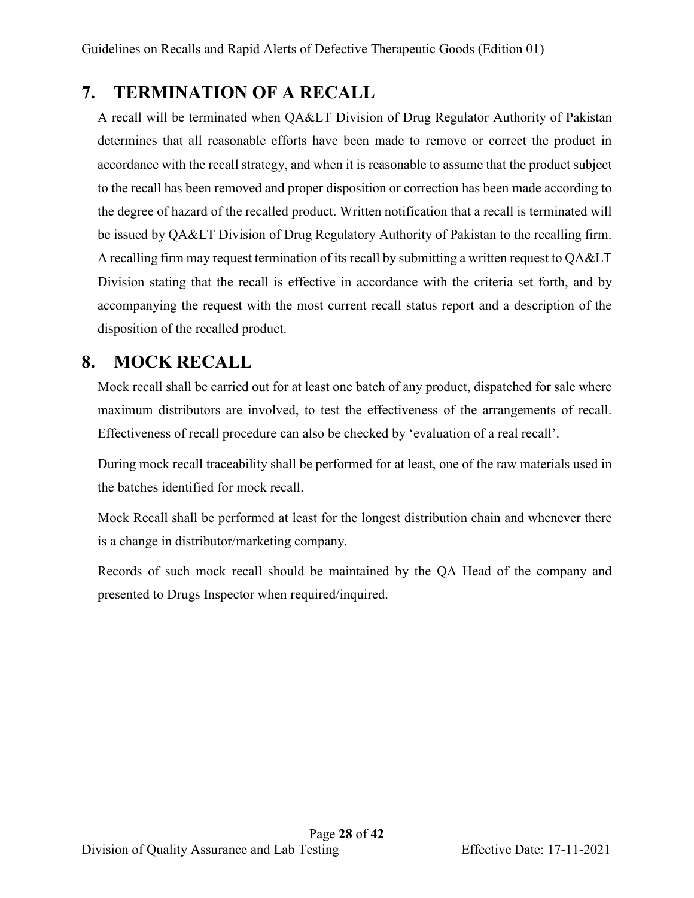## 7. TERMINATION OF A RECALL

A recall will be terminated when QA&LT Division of Drug Regulator Authority of Pakistan determines that all reasonable efforts have been made to remove or correct the product in accordance with the recall strategy, and when it is reasonable to assume that the product subject to the recall has been removed and proper disposition or correction has been made according to the degree of hazard of the recalled product. Written notification that a recall is terminated will be issued by QA&LT Division of Drug Regulatory Authority of Pakistan to the recalling firm. A recalling firm may request termination of its recall by submitting a written request to QA&LT Division stating that the recall is effective in accordance with the criteria set forth, and by accompanying the request with the most current recall status report and a description of the disposition of the recalled product.

## 8. MOCK RECALL

Mock recall shall be carried out for at least one batch of any product, dispatched for sale where maximum distributors are involved, to test the effectiveness of the arrangements of recall. Effectiveness of recall procedure can also be checked by 'evaluation of a real recall'.

During mock recall traceability shall be performed for at least, one of the raw materials used in the batches identified for mock recall.

Mock Recall shall be performed at least for the longest distribution chain and whenever there is a change in distributor/marketing company.

Records of such mock recall should be maintained by the QA Head of the company and presented to Drugs Inspector when required/inquired.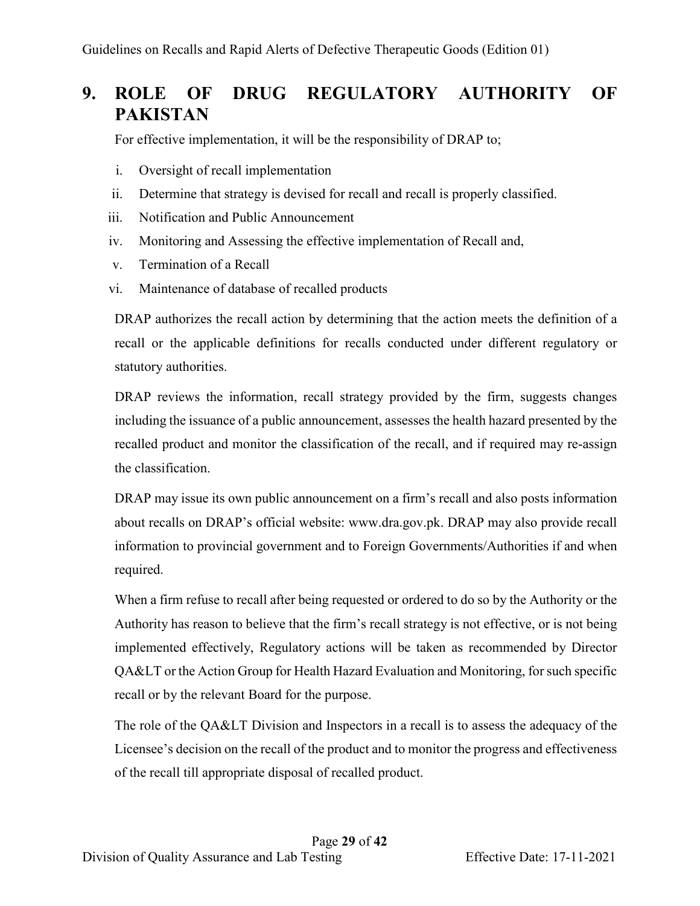# 9. ROLE OF DRUG REGULATORY AUTHORITY OF PAKISTAN

For effective implementation, it will be the responsibility of DRAP to;

i. Oversight of recall implementation
ii. Determine that strategy is devised for recall and recall is properly classified.
iii. Notification and Public Announcement
iv. Monitoring and Assessing the effective implementation of Recall and,
v. Termination of a Recall
vi. Maintenance of database of recalled products

DRAP authorizes the recall action by determining that the action meets the definition of a recall or the applicable definitions for recalls conducted under different regulatory or statutory authorities.

DRAP reviews the information, recall strategy provided by the firm, suggests changes including the issuance of a public announcement, assesses the health hazard presented by the recalled product and monitor the classification of the recall, and if required may re-assign the classification.

DRAP may issue its own public announcement on a firm's recall and also posts information about recalls on DRAP's official website: www.dra.gov.pk. DRAP may also provide recall information to provincial government and to Foreign Governments/Authorities if and when required.

When a firm refuse to recall after being requested or ordered to do so by the Authority or the Authority has reason to believe that the firm's recall strategy is not effective, or is not being implemented effectively, Regulatory actions will be taken as recommended by Director QA&LT or the Action Group for Health Hazard Evaluation and Monitoring, for such specific recall or by the relevant Board for the purpose.

The role of the QA&LT Division and Inspectors in a recall is to assess the adequacy of the Licensee's decision on the recall of the product and to monitor the progress and effectiveness of the recall till appropriate disposal of recalled product.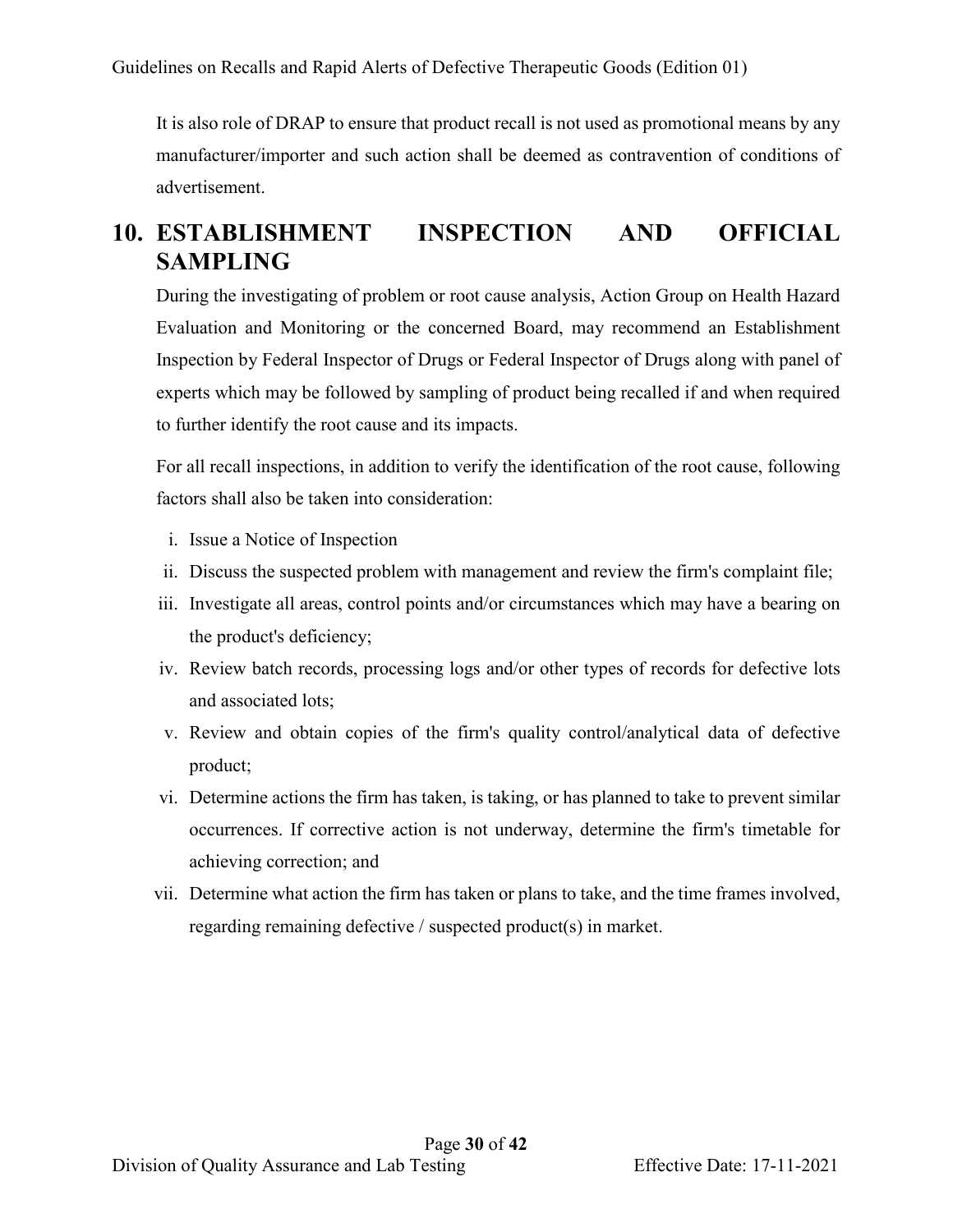It is also role of DRAP to ensure that product recall is not used as promotional means by any manufacturer/importer and such action shall be deemed as contravention of conditions of advertisement.

# 10. ESTABLISHMENT INSPECTION AND OFFICIAL SAMPLING

During the investigating of problem or root cause analysis, Action Group on Health Hazard Evaluation and Monitoring or the concerned Board, may recommend an Establishment Inspection by Federal Inspector of Drugs or Federal Inspector of Drugs along with panel of experts which may be followed by sampling of product being recalled if and when required to further identify the root cause and its impacts.

For all recall inspections, in addition to verify the identification of the root cause, following factors shall also be taken into consideration:

i. Issue a Notice of Inspection

ii. Discuss the suspected problem with management and review the firm's complaint file;

iii. Investigate all areas, control points and/or circumstances which may have a bearing on the product's deficiency;

iv. Review batch records, processing logs and/or other types of records for defective lots and associated lots;

v. Review and obtain copies of the firm's quality control/analytical data of defective product;

vi. Determine actions the firm has taken, is taking, or has planned to take to prevent similar occurrences. If corrective action is not underway, determine the firm's timetable for achieving correction; and

vii. Determine what action the firm has taken or plans to take, and the time frames involved, regarding remaining defective / suspected product(s) in market.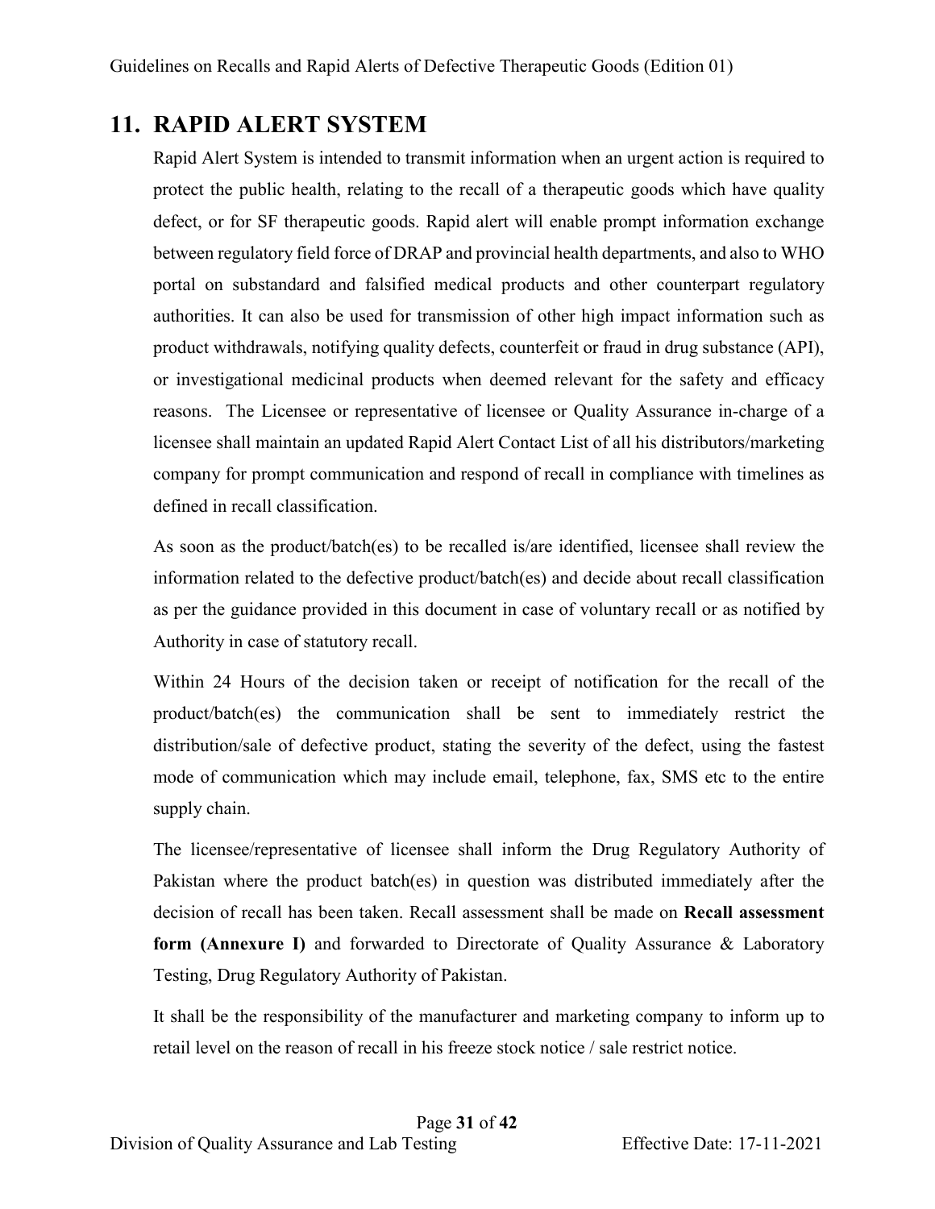## 11. RAPID ALERT SYSTEM

Rapid Alert System is intended to transmit information when an urgent action is required to protect the public health, relating to the recall of a therapeutic goods which have quality defect, or for SF therapeutic goods. Rapid alert will enable prompt information exchange between regulatory field force of DRAP and provincial health departments, and also to WHO portal on substandard and falsified medical products and other counterpart regulatory authorities. It can also be used for transmission of other high impact information such as product withdrawals, notifying quality defects, counterfeit or fraud in drug substance (API), or investigational medicinal products when deemed relevant for the safety and efficacy reasons. The Licensee or representative of licensee or Quality Assurance in-charge of a licensee shall maintain an updated Rapid Alert Contact List of all his distributors/marketing company for prompt communication and respond of recall in compliance with timelines as defined in recall classification.

As soon as the product/batch(es) to be recalled is/are identified, licensee shall review the information related to the defective product/batch(es) and decide about recall classification as per the guidance provided in this document in case of voluntary recall or as notified by Authority in case of statutory recall.

Within 24 Hours of the decision taken or receipt of notification for the recall of the product/batch(es) the communication shall be sent to immediately restrict the distribution/sale of defective product, stating the severity of the defect, using the fastest mode of communication which may include email, telephone, fax, SMS etc to the entire supply chain.

The licensee/representative of licensee shall inform the Drug Regulatory Authority of Pakistan where the product batch(es) in question was distributed immediately after the decision of recall has been taken. Recall assessment shall be made on **Recall assessment form (Annexure I)** and forwarded to Directorate of Quality Assurance & Laboratory Testing, Drug Regulatory Authority of Pakistan.

It shall be the responsibility of the manufacturer and marketing company to inform up to retail level on the reason of recall in his freeze stock notice / sale restrict notice.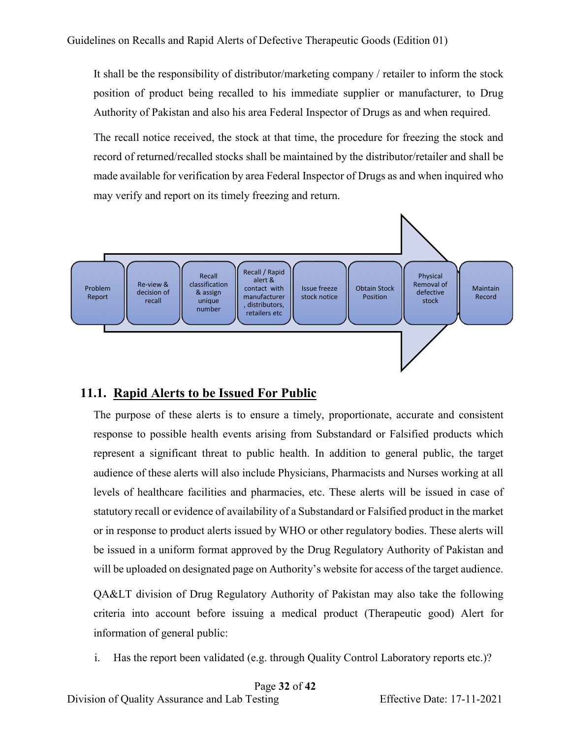It shall be the responsibility of distributor/marketing company / retailer to inform the stock position of product being recalled to his immediate supplier or manufacturer, to Drug Authority of Pakistan and also his area Federal Inspector of Drugs as and when required.

The recall notice received, the stock at that time, the procedure for freezing the stock and record of returned/recalled stocks shall be maintained by the distributor/retailer and shall be made available for verification by area Federal Inspector of Drugs as and when inquired who may verify and report on its timely freezing and return.

Problem Report → Re-view & decision of recall → Recall classification & assign unique number → Recall / Rapid alert & contact with manufacturer, distributors, retailers etc → Issue freeze stock notice → Obtain Stock Position → Physical Removal of defective stock → Maintain Record

## 11.1. Rapid Alerts to be Issued For Public

The purpose of these alerts is to ensure a timely, proportionate, accurate and consistent response to possible health events arising from Substandard or Falsified products which represent a significant threat to public health. In addition to general public, the target audience of these alerts will also include Physicians, Pharmacists and Nurses working at all levels of healthcare facilities and pharmacies, etc. These alerts will be issued in case of statutory recall or evidence of availability of a Substandard or Falsified product in the market or in response to product alerts issued by WHO or other regulatory bodies. These alerts will be issued in a uniform format approved by the Drug Regulatory Authority of Pakistan and will be uploaded on designated page on Authority's website for access of the target audience.

QA&LT division of Drug Regulatory Authority of Pakistan may also take the following criteria into account before issuing a medical product (Therapeutic good) Alert for information of general public:

i. Has the report been validated (e.g. through Quality Control Laboratory reports etc.)?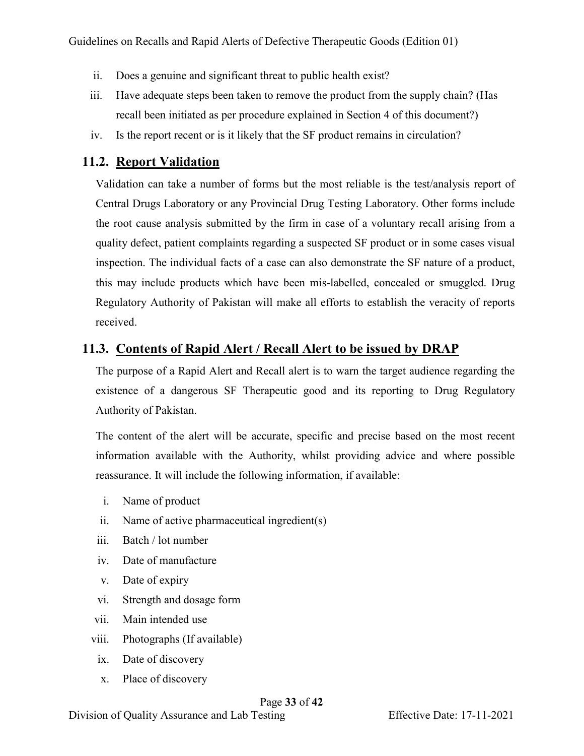ii. Does a genuine and significant threat to public health exist?

iii. Have adequate steps been taken to remove the product from the supply chain? (Has recall been initiated as per procedure explained in Section 4 of this document?)

iv. Is the report recent or is it likely that the SF product remains in circulation?

## 11.2. Report Validation

Validation can take a number of forms but the most reliable is the test/analysis report of Central Drugs Laboratory or any Provincial Drug Testing Laboratory. Other forms include the root cause analysis submitted by the firm in case of a voluntary recall arising from a quality defect, patient complaints regarding a suspected SF product or in some cases visual inspection. The individual facts of a case can also demonstrate the SF nature of a product, this may include products which have been mis-labelled, concealed or smuggled. Drug Regulatory Authority of Pakistan will make all efforts to establish the veracity of reports received.

## 11.3. Contents of Rapid Alert / Recall Alert to be issued by DRAP

The purpose of a Rapid Alert and Recall alert is to warn the target audience regarding the existence of a dangerous SF Therapeutic good and its reporting to Drug Regulatory Authority of Pakistan.

The content of the alert will be accurate, specific and precise based on the most recent information available with the Authority, whilst providing advice and where possible reassurance. It will include the following information, if available:

i. Name of product

ii. Name of active pharmaceutical ingredient(s)

iii. Batch / lot number

iv. Date of manufacture

v. Date of expiry

vi. Strength and dosage form

vii. Main intended use

viii. Photographs (If available)

ix. Date of discovery

x. Place of discovery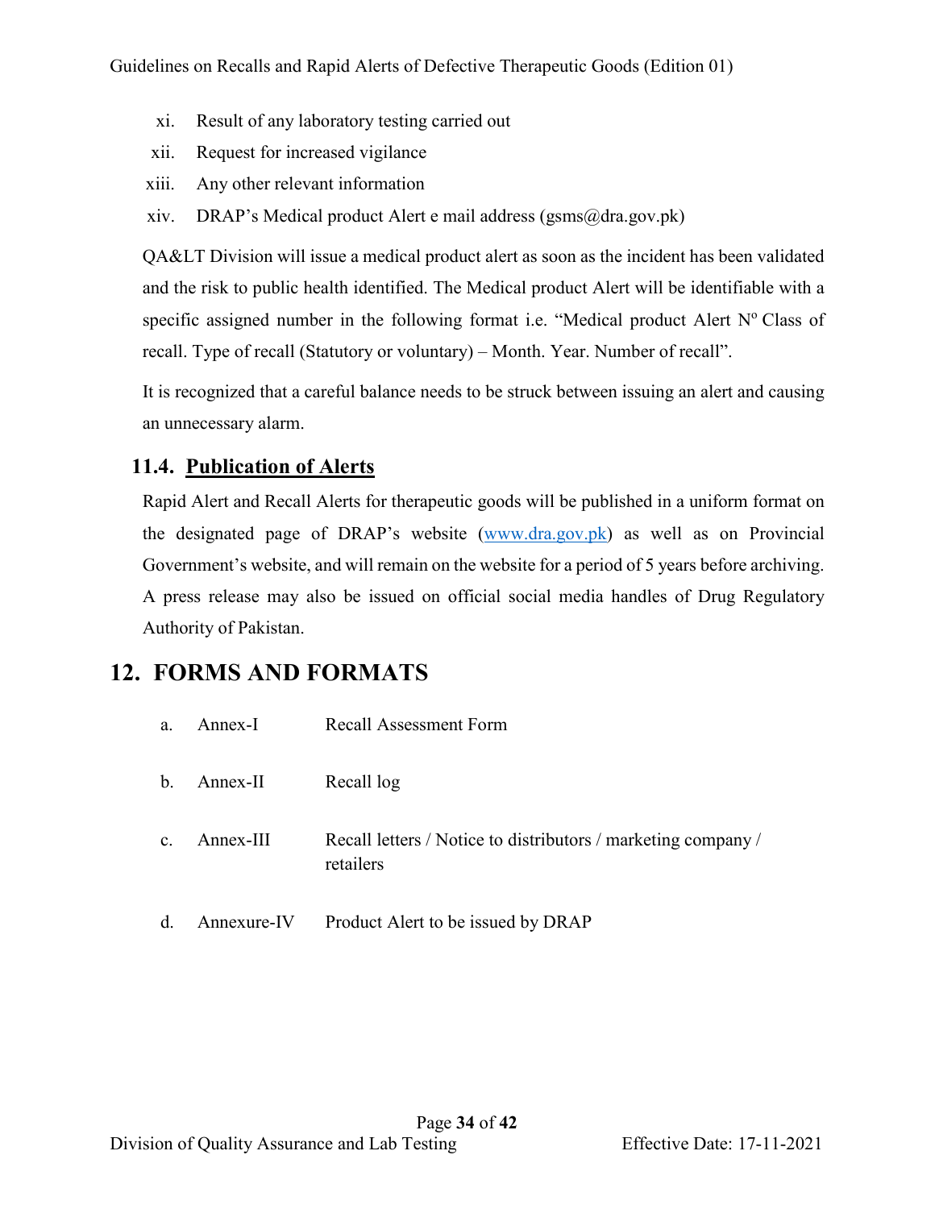xi. Result of any laboratory testing carried out

xii. Request for increased vigilance

xiii. Any other relevant information

xiv. DRAP's Medical product Alert e mail address (gsms@dra.gov.pk)

QA&LT Division will issue a medical product alert as soon as the incident has been validated and the risk to public health identified. The Medical product Alert will be identifiable with a specific assigned number in the following format i.e. "Medical product Alert Nº Class of recall. Type of recall (Statutory or voluntary) – Month. Year. Number of recall".

It is recognized that a careful balance needs to be struck between issuing an alert and causing an unnecessary alarm.

### 11.4. Publication of Alerts

Rapid Alert and Recall Alerts for therapeutic goods will be published in a uniform format on the designated page of DRAP's website (www.dra.gov.pk) as well as on Provincial Government's website, and will remain on the website for a period of 5 years before archiving. A press release may also be issued on official social media handles of Drug Regulatory Authority of Pakistan.

## 12. FORMS AND FORMATS

| | | |
|---|---|---|
| a. | Annex-I | Recall Assessment Form |
| b. | Annex-II | Recall log |
| c. | Annex-III | Recall letters / Notice to distributors / marketing company / retailers |
| d. | Annexure-IV | Product Alert to be issued by DRAP |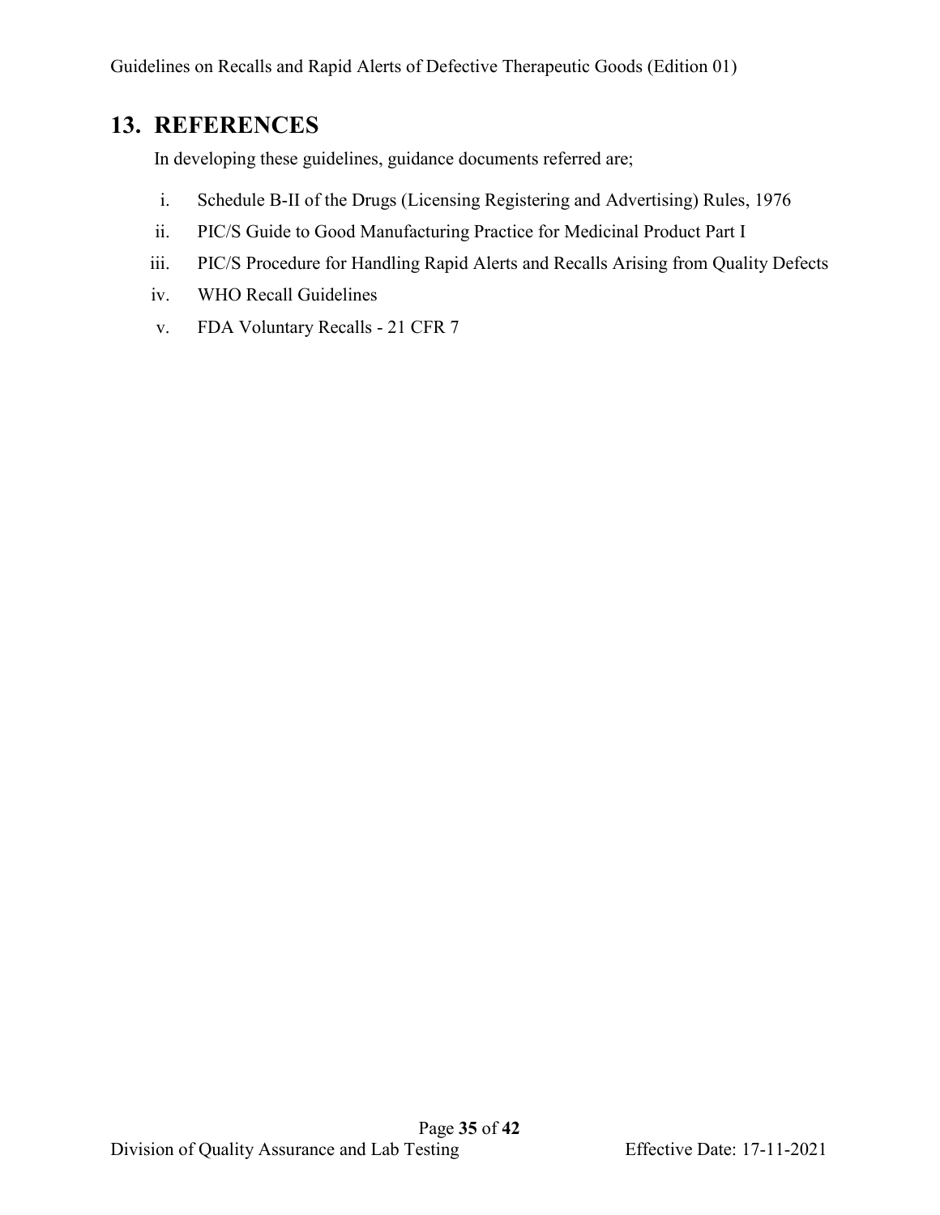## 13. REFERENCES

In developing these guidelines, guidance documents referred are;

i. Schedule B-II of the Drugs (Licensing Registering and Advertising) Rules, 1976
ii. PIC/S Guide to Good Manufacturing Practice for Medicinal Product Part I
iii. PIC/S Procedure for Handling Rapid Alerts and Recalls Arising from Quality Defects
iv. WHO Recall Guidelines
v. FDA Voluntary Recalls - 21 CFR 7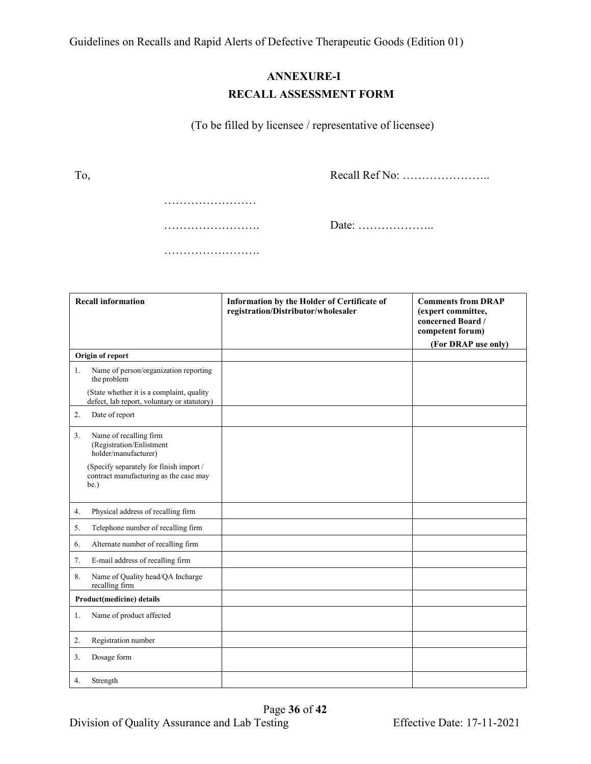## ANNEXURE-I

## RECALL ASSESSMENT FORM

(To be filled by licensee / representative of licensee)

To,

……………………

…………………….

…………………….

Recall Ref No: …………………..

Date: ………………..

| Recall information | Information by the Holder of Certificate of registration/Distributor/wholesaler | Comments from DRAP (expert committee, concerned Board / competent forum) (For DRAP use only) |
|---|---|---|
| **Origin of report** | | |
| 1. Name of person/organization reporting the problem (State whether it is a complaint, quality defect, lab report, voluntary or statutory) | | |
| 2. Date of report | | |
| 3. Name of recalling firm (Registration/Enlistment holder/manufacturer) (Specify separately for finish import / contract manufacturing as the case may be.) | | |
| 4. Physical address of recalling firm | | |
| 5. Telephone number of recalling firm | | |
| 6. Alternate number of recalling firm | | |
| 7. E-mail address of recalling firm | | |
| 8. Name of Quality head/QA Incharge recalling firm | | |
| **Product(medicine) details** | | |
| 1. Name of product affected | | |
| 2. Registration number | | |
| 3. Dosage form | | |
| 4. Strength | | |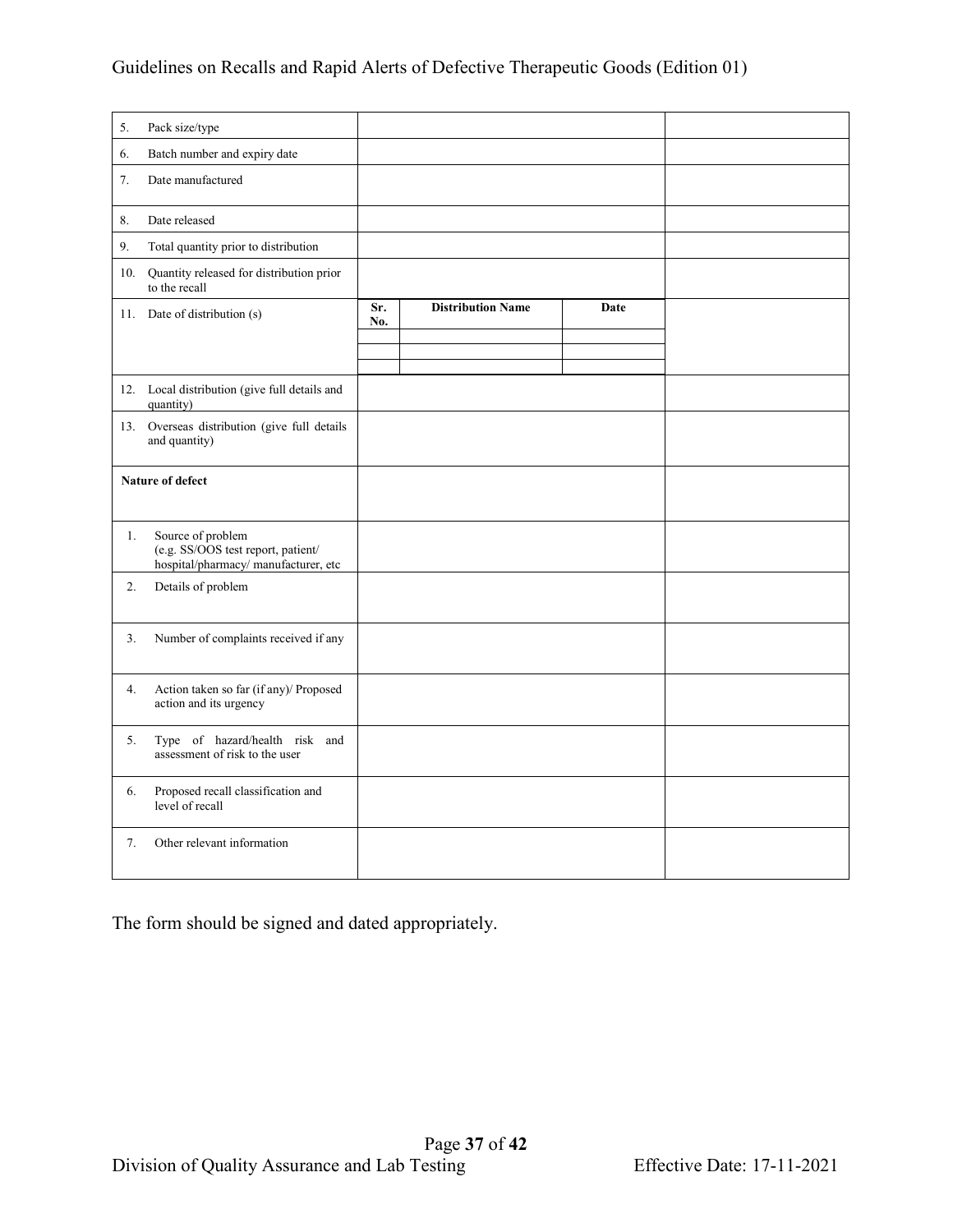| | | |
|---|---|---|
| 5. Pack size/type | | |
| 6. Batch number and expiry date | | |
| 7. Date manufactured | | |
| 8. Date released | | |
| 9. Total quantity prior to distribution | | |
| 10. Quantity released for distribution prior to the recall | | |
| 11. Date of distribution (s) | **Sr. No.** \| **Distribution Name** \| **Date** | |
| 12. Local distribution (give full details and quantity) | | |
| 13. Overseas distribution (give full details and quantity) | | |
| **Nature of defect** | | |
| 1. Source of problem (e.g. SS/OOS test report, patient/ hospital/pharmacy/ manufacturer, etc | | |
| 2. Details of problem | | |
| 3. Number of complaints received if any | | |
| 4. Action taken so far (if any)/ Proposed action and its urgency | | |
| 5. Type of hazard/health risk and assessment of risk to the user | | |
| 6. Proposed recall classification and level of recall | | |
| 7. Other relevant information | | |

The form should be signed and dated appropriately.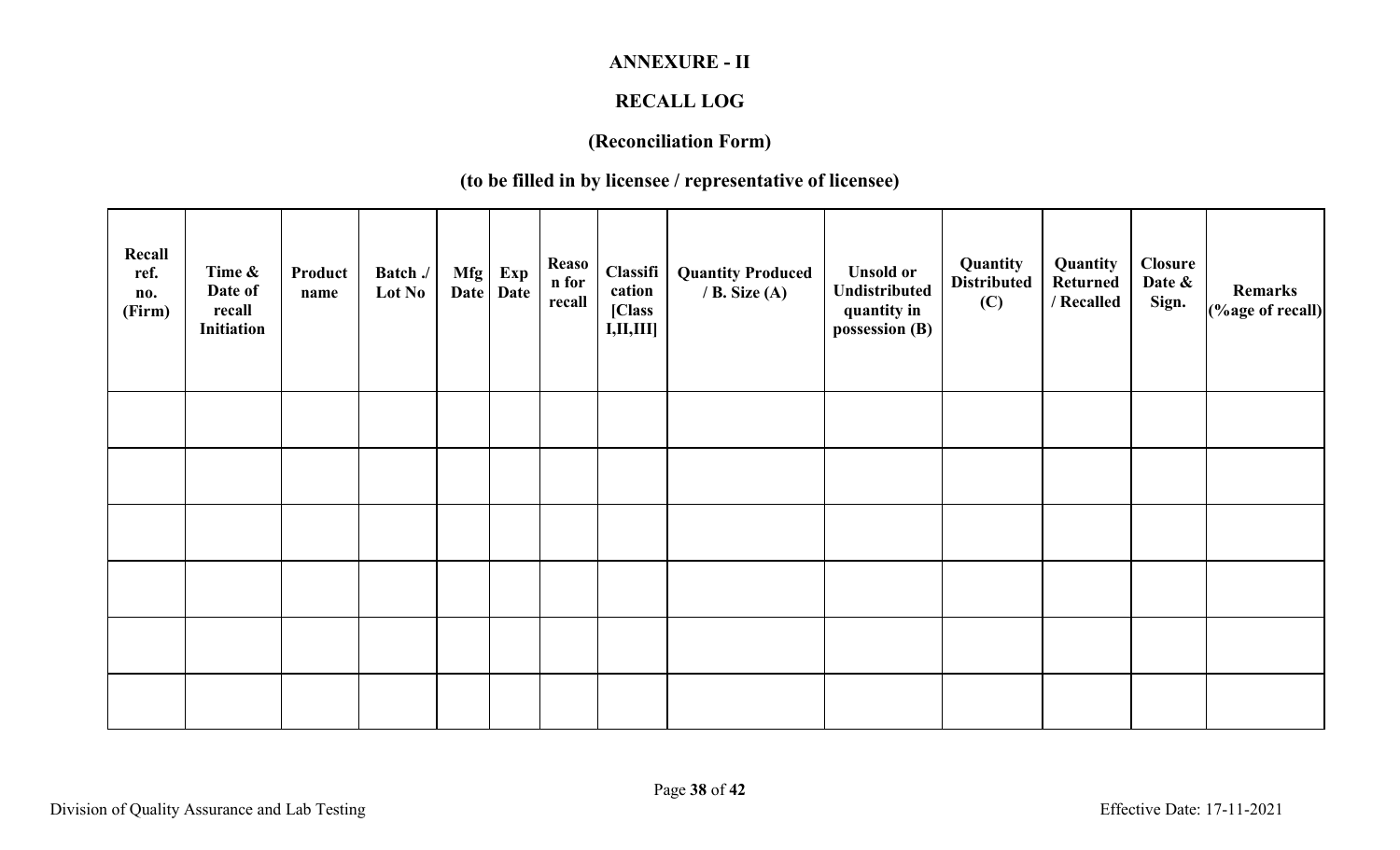**ANNEXURE - II**

**RECALL LOG**

**(Reconciliation Form)**

**(to be filled in by licensee / representative of licensee)**

| Recall ref. no. (Firm) | Time & Date of recall Initiation | Product name | Batch ./ Lot No | Mfg Date | Exp Date | Reason for recall | Classification [Class I,II,III] | Quantity Produced / B. Size (A) | Unsold or Undistributed quantity in possession (B) | Quantity Distributed (C) | Quantity Returned / Recalled | Closure Date & Sign. | Remarks (%age of recall) |
|---|---|---|---|---|---|---|---|---|---|---|---|---|---|
| | | | | | | | | | | | | | |
| | | | | | | | | | | | | | |
| | | | | | | | | | | | | | |
| | | | | | | | | | | | | | |
| | | | | | | | | | | | | | |
| | | | | | | | | | | | | | |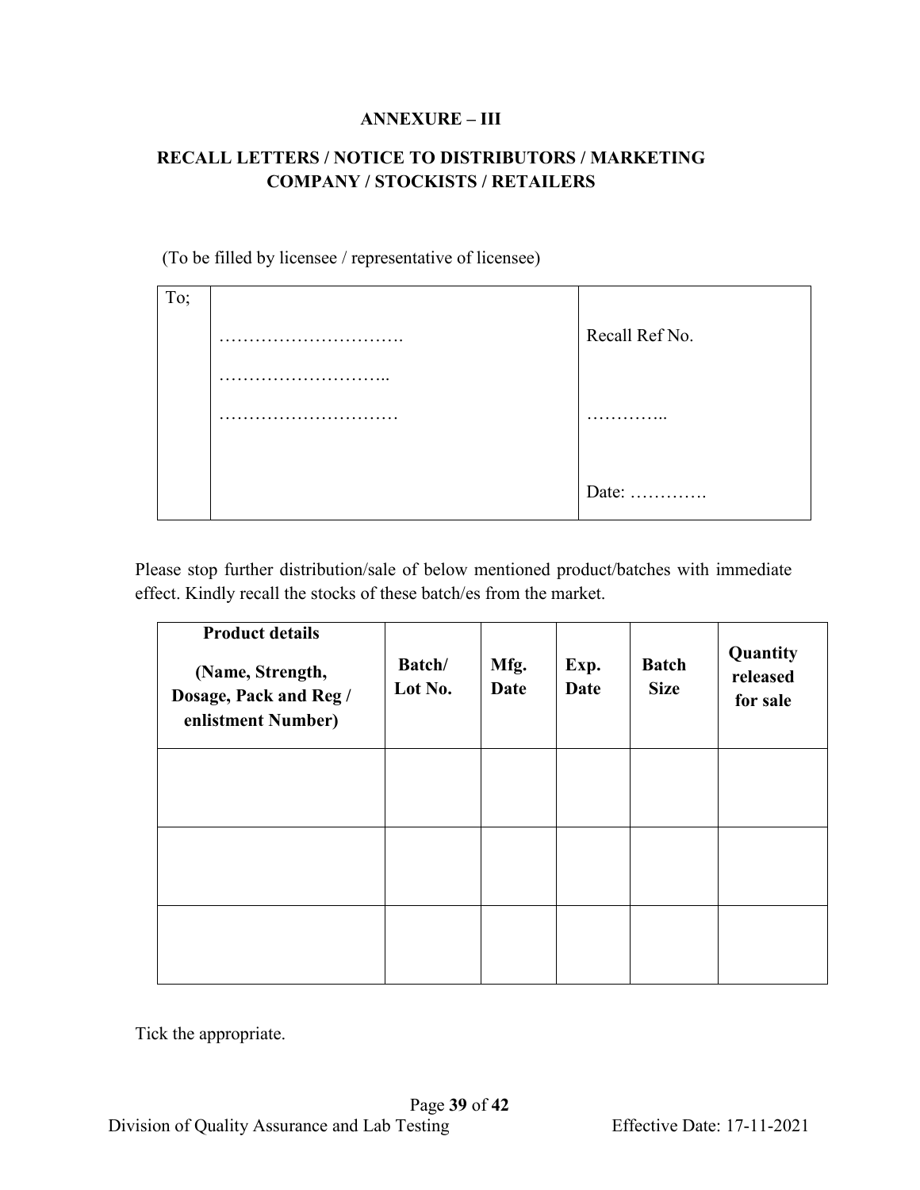**ANNEXURE – III**

**RECALL LETTERS / NOTICE TO DISTRIBUTORS / MARKETING COMPANY / STOCKISTS / RETAILERS**

(To be filled by licensee / representative of licensee)

| To; | | |
|---|---|---|
| | …………………………. | Recall Ref No. |
| | ……………………….. | |
| | ………………………… | ………….. |
| | | Date: …………. |

Please stop further distribution/sale of below mentioned product/batches with immediate effect. Kindly recall the stocks of these batch/es from the market.

| **Product details (Name, Strength, Dosage, Pack and Reg / enlistment Number)** | **Batch/ Lot No.** | **Mfg. Date** | **Exp. Date** | **Batch Size** | **Quantity released for sale** |
|---|---|---|---|---|---|
| | | | | | |
| | | | | | |
| | | | | | |

Tick the appropriate.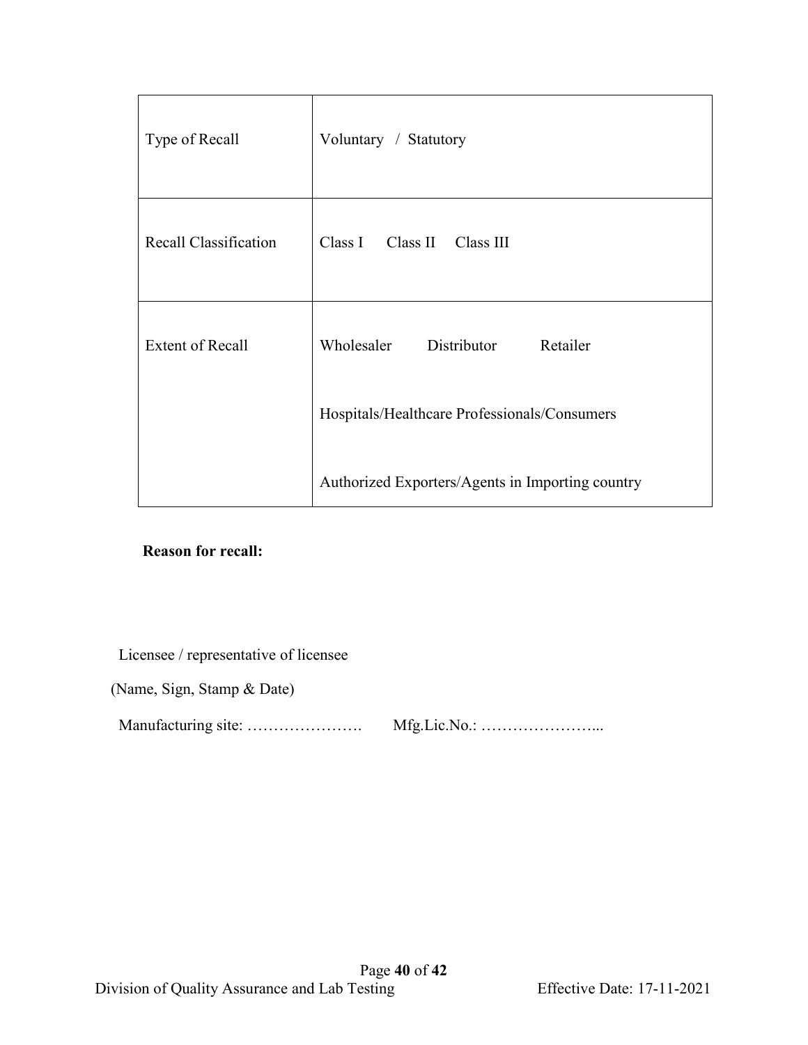| Type of Recall | Voluntary / Statutory |
|---|---|
| Recall Classification | Class I Class II Class III |
| Extent of Recall | Wholesaler Distributor Retailer<br><br>Hospitals/Healthcare Professionals/Consumers<br><br>Authorized Exporters/Agents in Importing country |

**Reason for recall:**

Licensee / representative of licensee

(Name, Sign, Stamp & Date)

Manufacturing site: …………………. Mfg.Lic.No.: …………………...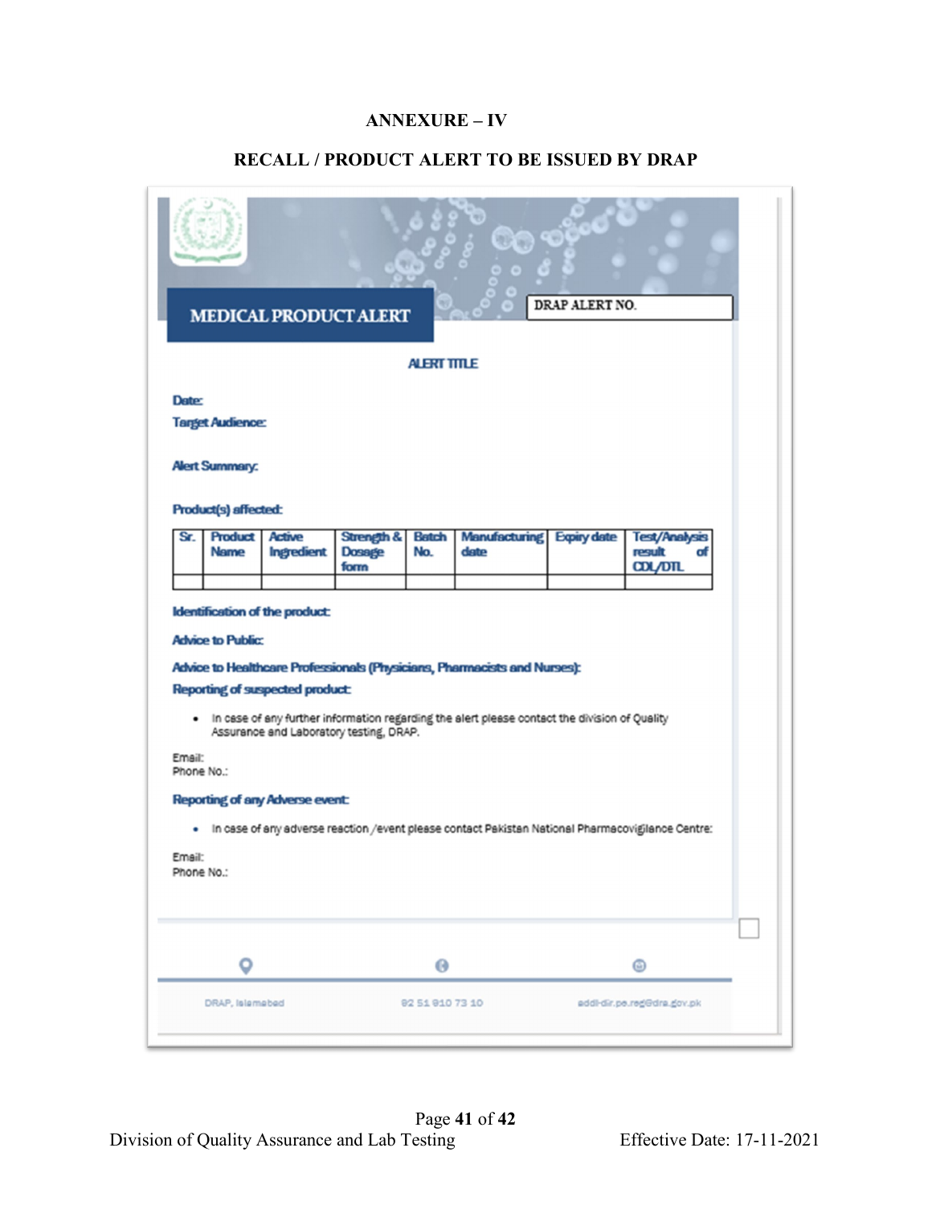# ANNEXURE – IV

## RECALL / PRODUCT ALERT TO BE ISSUED BY DRAP

**MEDICAL PRODUCT ALERT**

DRAP ALERT NO.

**ALERT TITLE**

**Date:**

**Target Audience:**

**Alert Summary:**

**Product(s) affected:**

| Sr. | Product Name | Active Ingredient | Strength & Dosage form | Batch No. | Manufacturing date | Expiry date | Test/Analysis result of CDL/DTL |
|---|---|---|---|---|---|---|---|
| | | | | | | | |

**Identification of the product:**

**Advice to Public:**

**Advice to Healthcare Professionals (Physicians, Pharmacists and Nurses):**

**Reporting of suspected product:**

- In case of any further information regarding the alert please contact the division of Quality Assurance and Laboratory testing, DRAP.

Email:
Phone No.:

**Reporting of any Adverse event:**

- In case of any adverse reaction /event please contact Pakistan National Pharmacovigilance Centre:

Email:
Phone No.:

DRAP, Islamabad | 92 51 910 73 10 | addl-dir.pe.reg@dra.gov.pk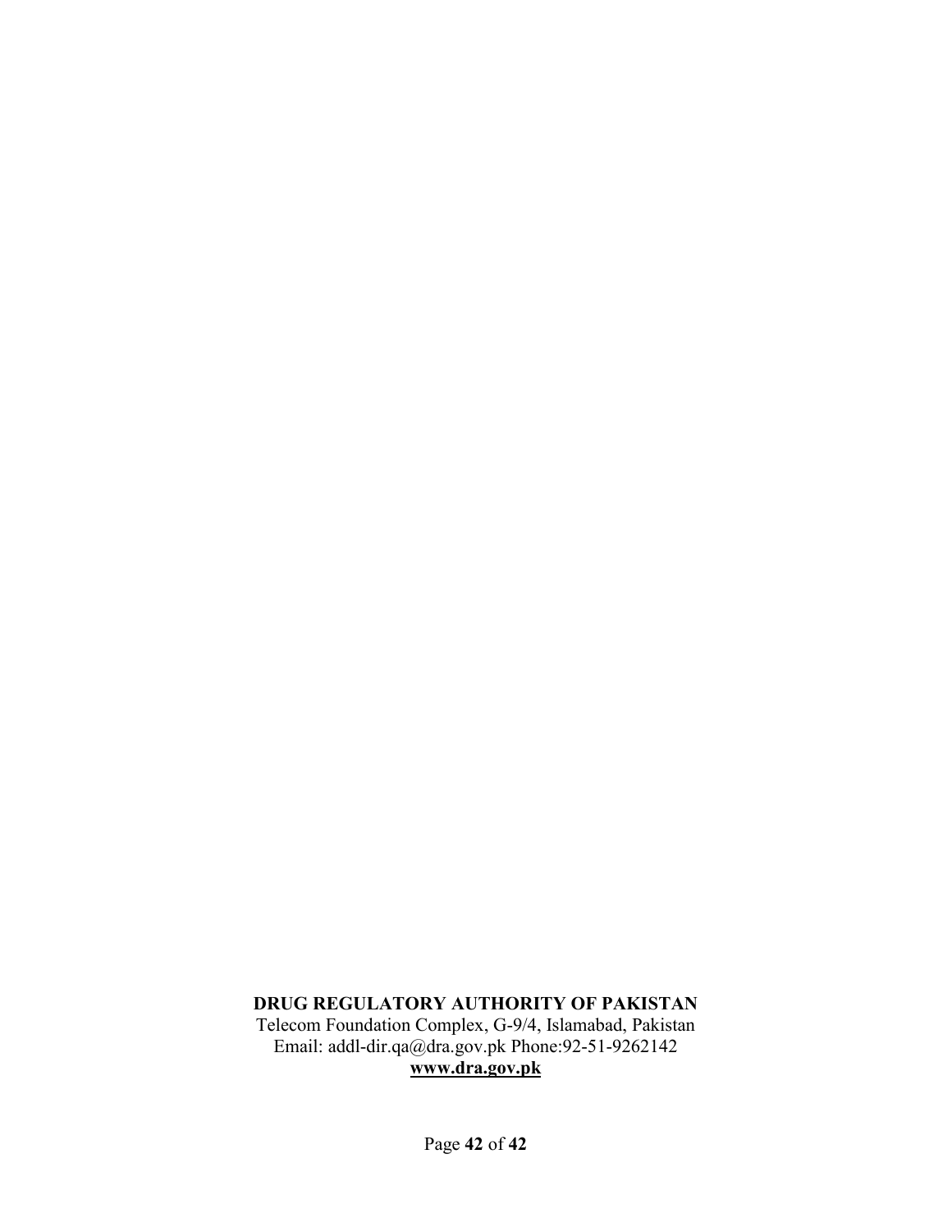**DRUG REGULATORY AUTHORITY OF PAKISTAN**

Telecom Foundation Complex, G-9/4, Islamabad, Pakistan

Email: addl-dir.qa@dra.gov.pk Phone:92-51-9262142

**www.dra.gov.pk**